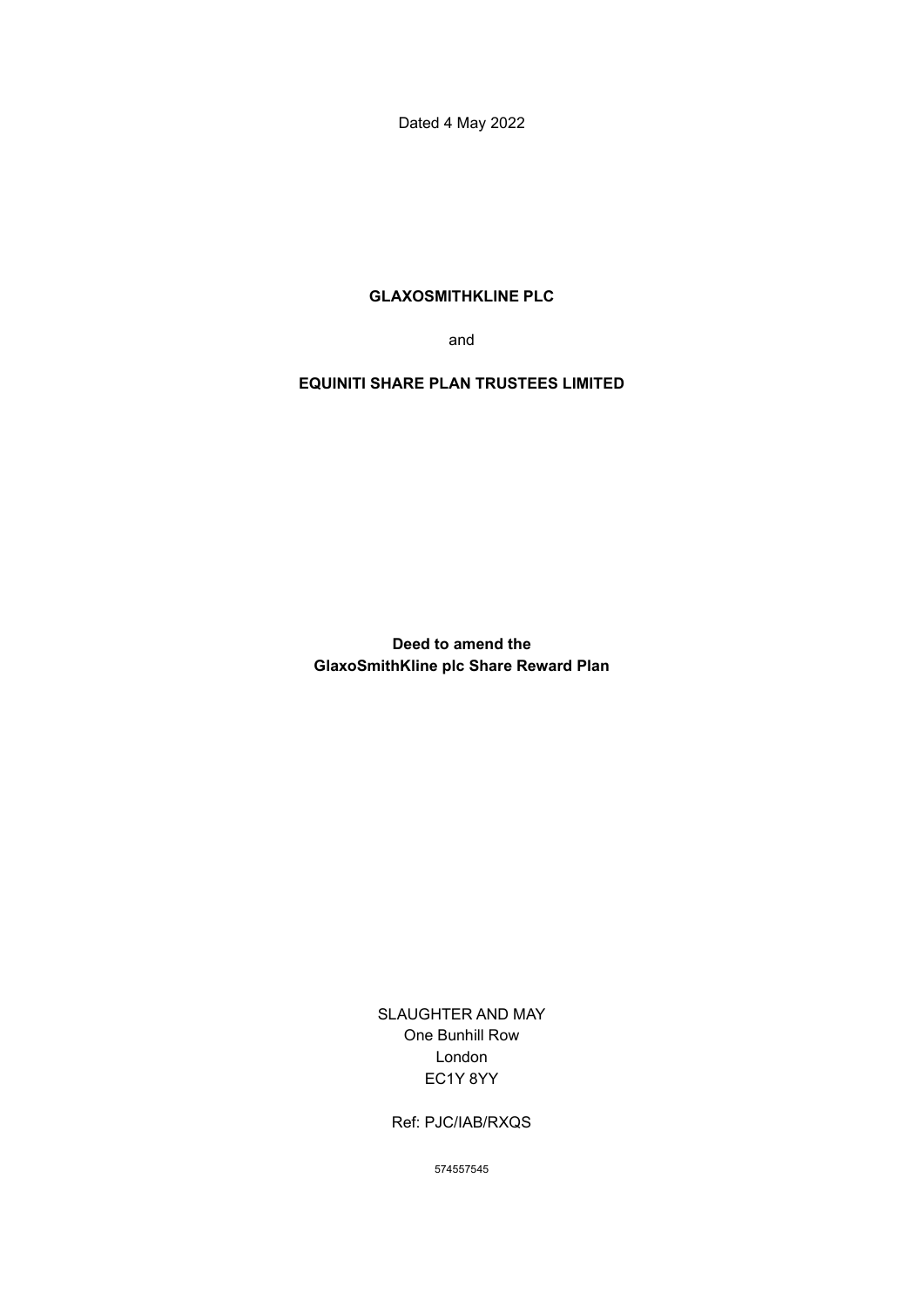Dated 4 May 2022

**GLAXOSMITHKLINE PLC**

and

**EQUINITI SHARE PLAN TRUSTEES LIMITED**

**Deed to amend the**
**GlaxoSmithKline plc Share Reward Plan**

SLAUGHTER AND MAY
One Bunhill Row
London
EC1Y 8YY

Ref: PJC/IAB/RXQS

574557545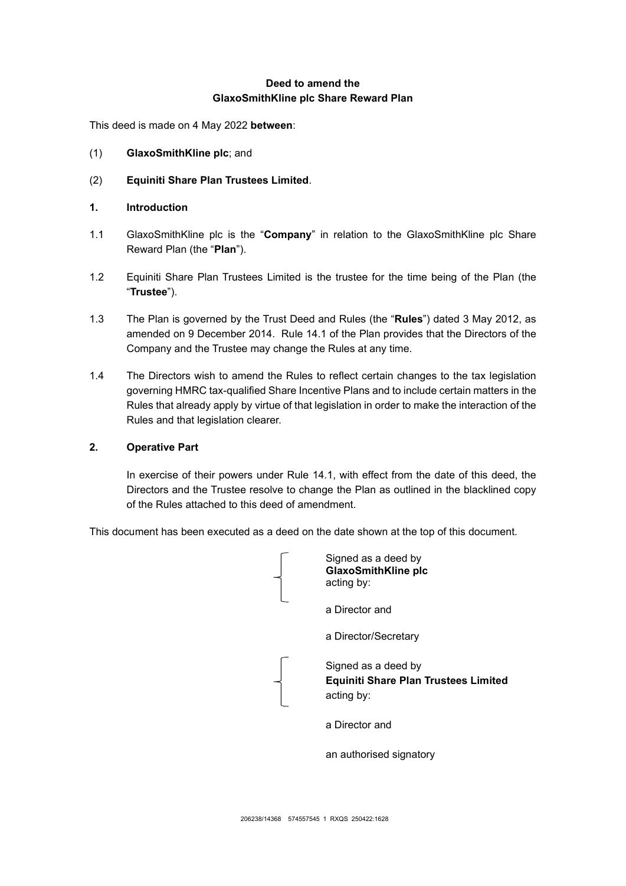**Deed to amend the**
**GlaxoSmithKline plc Share Reward Plan**

This deed is made on 4 May 2022 **between**:

(1) **GlaxoSmithKline plc**; and

(2) **Equiniti Share Plan Trustees Limited**.

## 1. Introduction

1.1 GlaxoSmithKline plc is the "**Company**" in relation to the GlaxoSmithKline plc Share Reward Plan (the "**Plan**").

1.2 Equiniti Share Plan Trustees Limited is the trustee for the time being of the Plan (the "**Trustee**").

1.3 The Plan is governed by the Trust Deed and Rules (the "**Rules**") dated 3 May 2012, as amended on 9 December 2014. Rule 14.1 of the Plan provides that the Directors of the Company and the Trustee may change the Rules at any time.

1.4 The Directors wish to amend the Rules to reflect certain changes to the tax legislation governing HMRC tax-qualified Share Incentive Plans and to include certain matters in the Rules that already apply by virtue of that legislation in order to make the interaction of the Rules and that legislation clearer.

## 2. Operative Part

In exercise of their powers under Rule 14.1, with effect from the date of this deed, the Directors and the Trustee resolve to change the Plan as outlined in the blacklined copy of the Rules attached to this deed of amendment.

This document has been executed as a deed on the date shown at the top of this document.

Signed as a deed by
**GlaxoSmithKline plc**
acting by:

a Director and

a Director/Secretary

Signed as a deed by
**Equiniti Share Plan Trustees Limited**
acting by:

a Director and

an authorised signatory

206238/14368 574557545 1 RXQS 250422:1628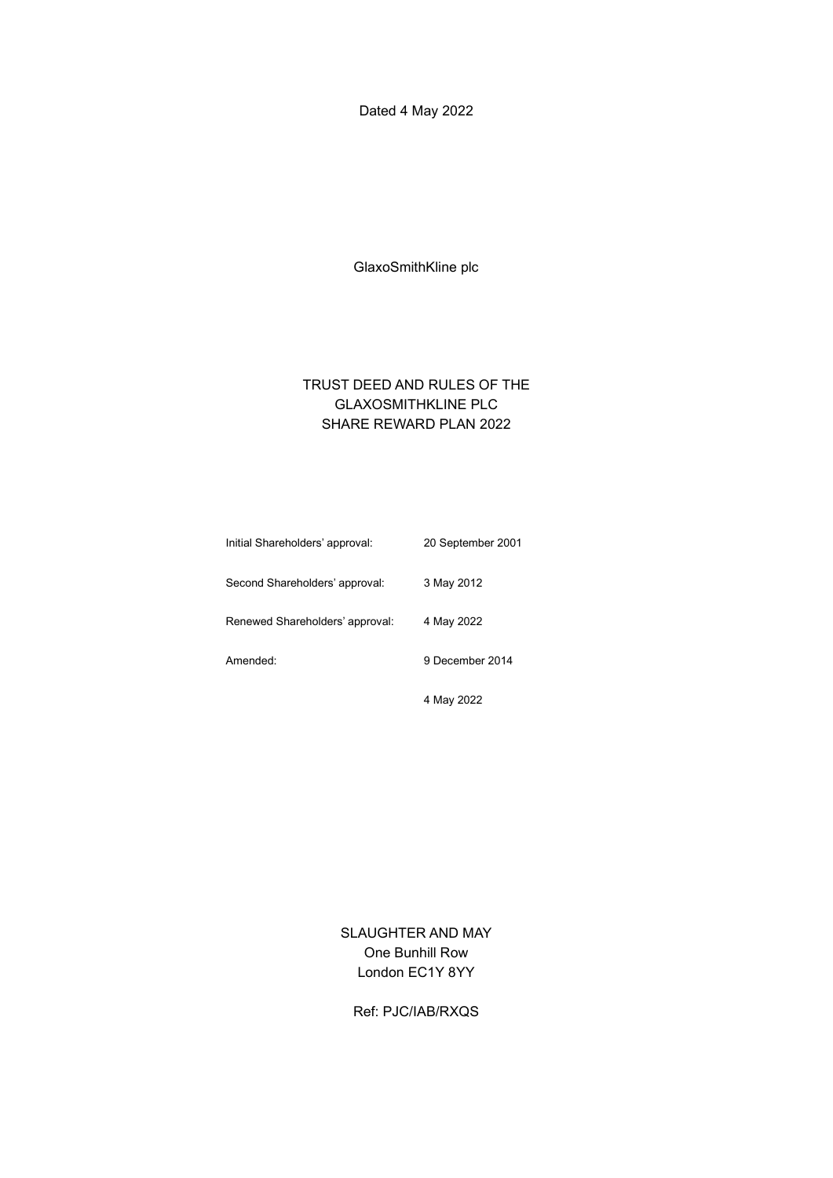Dated 4 May 2022

GlaxoSmithKline plc

# TRUST DEED AND RULES OF THE GLAXOSMITHKLINE PLC SHARE REWARD PLAN 2022

| | |
|---|---|
| Initial Shareholders' approval: | 20 September 2001 |
| Second Shareholders' approval: | 3 May 2012 |
| Renewed Shareholders' approval: | 4 May 2022 |
| Amended: | 9 December 2014 |
| | 4 May 2022 |

SLAUGHTER AND MAY
One Bunhill Row
London EC1Y 8YY

Ref: PJC/IAB/RXQS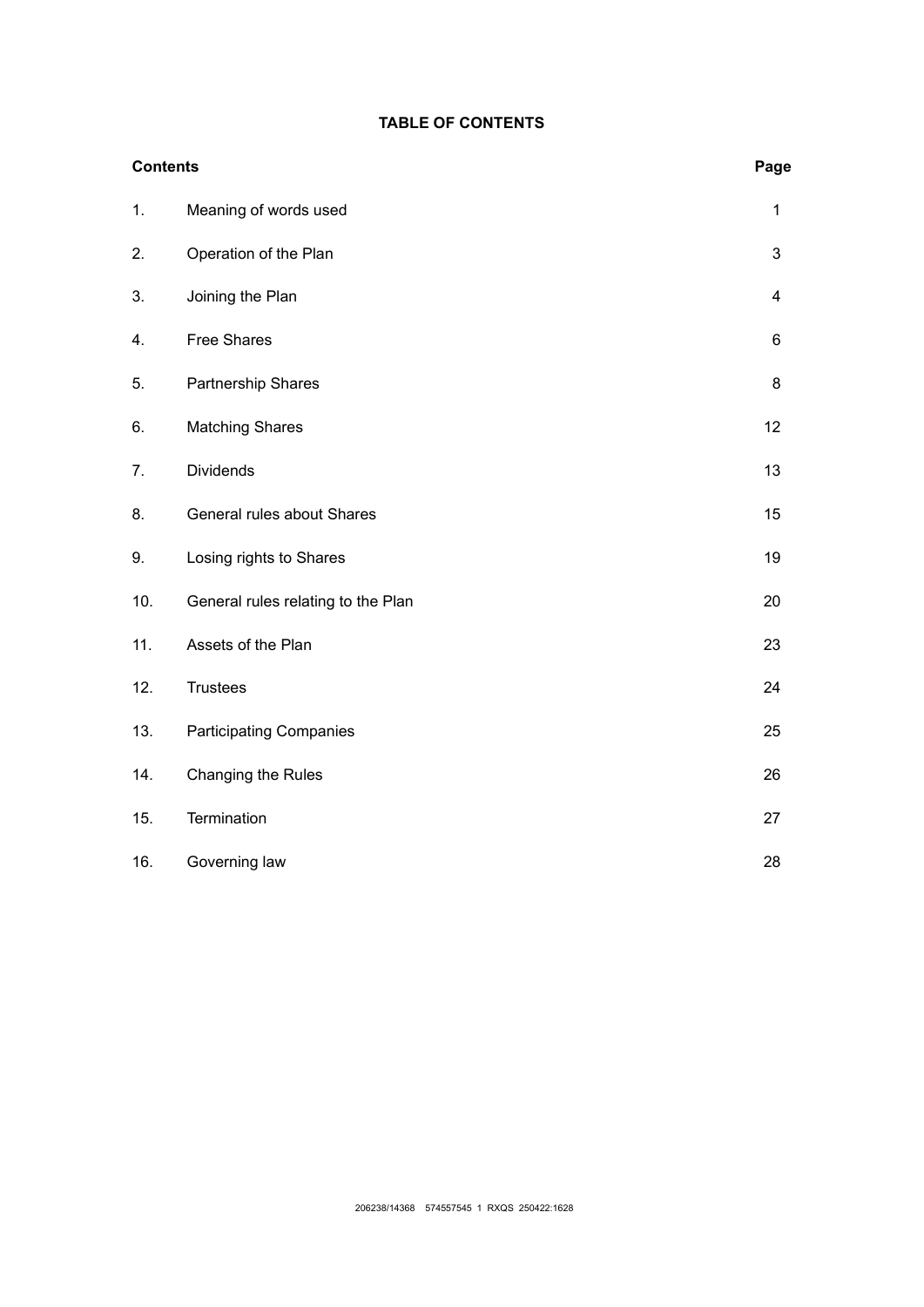# TABLE OF CONTENTS

| Contents | | Page |
|---|---|---|
| 1. | Meaning of words used | 1 |
| 2. | Operation of the Plan | 3 |
| 3. | Joining the Plan | 4 |
| 4. | Free Shares | 6 |
| 5. | Partnership Shares | 8 |
| 6. | Matching Shares | 12 |
| 7. | Dividends | 13 |
| 8. | General rules about Shares | 15 |
| 9. | Losing rights to Shares | 19 |
| 10. | General rules relating to the Plan | 20 |
| 11. | Assets of the Plan | 23 |
| 12. | Trustees | 24 |
| 13. | Participating Companies | 25 |
| 14. | Changing the Rules | 26 |
| 15. | Termination | 27 |
| 16. | Governing law | 28 |

206238/14368 574557545 1 RXQS 250422:1628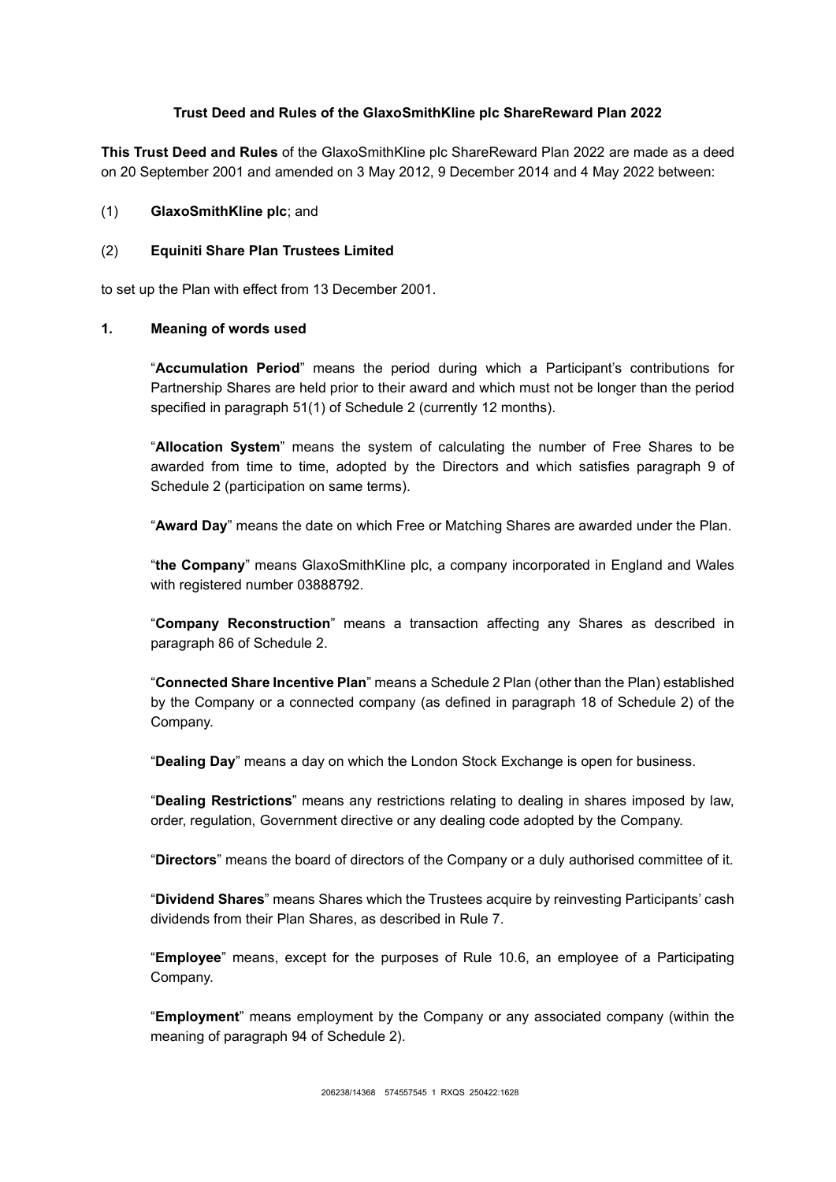**Trust Deed and Rules of the GlaxoSmithKline plc ShareReward Plan 2022**

**This Trust Deed and Rules** of the GlaxoSmithKline plc ShareReward Plan 2022 are made as a deed on 20 September 2001 and amended on 3 May 2012, 9 December 2014 and 4 May 2022 between:

(1) **GlaxoSmithKline plc**; and

(2) **Equiniti Share Plan Trustees Limited**

to set up the Plan with effect from 13 December 2001.

## 1. Meaning of words used

"**Accumulation Period**" means the period during which a Participant's contributions for Partnership Shares are held prior to their award and which must not be longer than the period specified in paragraph 51(1) of Schedule 2 (currently 12 months).

"**Allocation System**" means the system of calculating the number of Free Shares to be awarded from time to time, adopted by the Directors and which satisfies paragraph 9 of Schedule 2 (participation on same terms).

"**Award Day**" means the date on which Free or Matching Shares are awarded under the Plan.

"**the Company**" means GlaxoSmithKline plc, a company incorporated in England and Wales with registered number 03888792.

"**Company Reconstruction**" means a transaction affecting any Shares as described in paragraph 86 of Schedule 2.

"**Connected Share Incentive Plan**" means a Schedule 2 Plan (other than the Plan) established by the Company or a connected company (as defined in paragraph 18 of Schedule 2) of the Company.

"**Dealing Day**" means a day on which the London Stock Exchange is open for business.

"**Dealing Restrictions**" means any restrictions relating to dealing in shares imposed by law, order, regulation, Government directive or any dealing code adopted by the Company.

"**Directors**" means the board of directors of the Company or a duly authorised committee of it.

"**Dividend Shares**" means Shares which the Trustees acquire by reinvesting Participants' cash dividends from their Plan Shares, as described in Rule 7.

"**Employee**" means, except for the purposes of Rule 10.6, an employee of a Participating Company.

"**Employment**" means employment by the Company or any associated company (within the meaning of paragraph 94 of Schedule 2).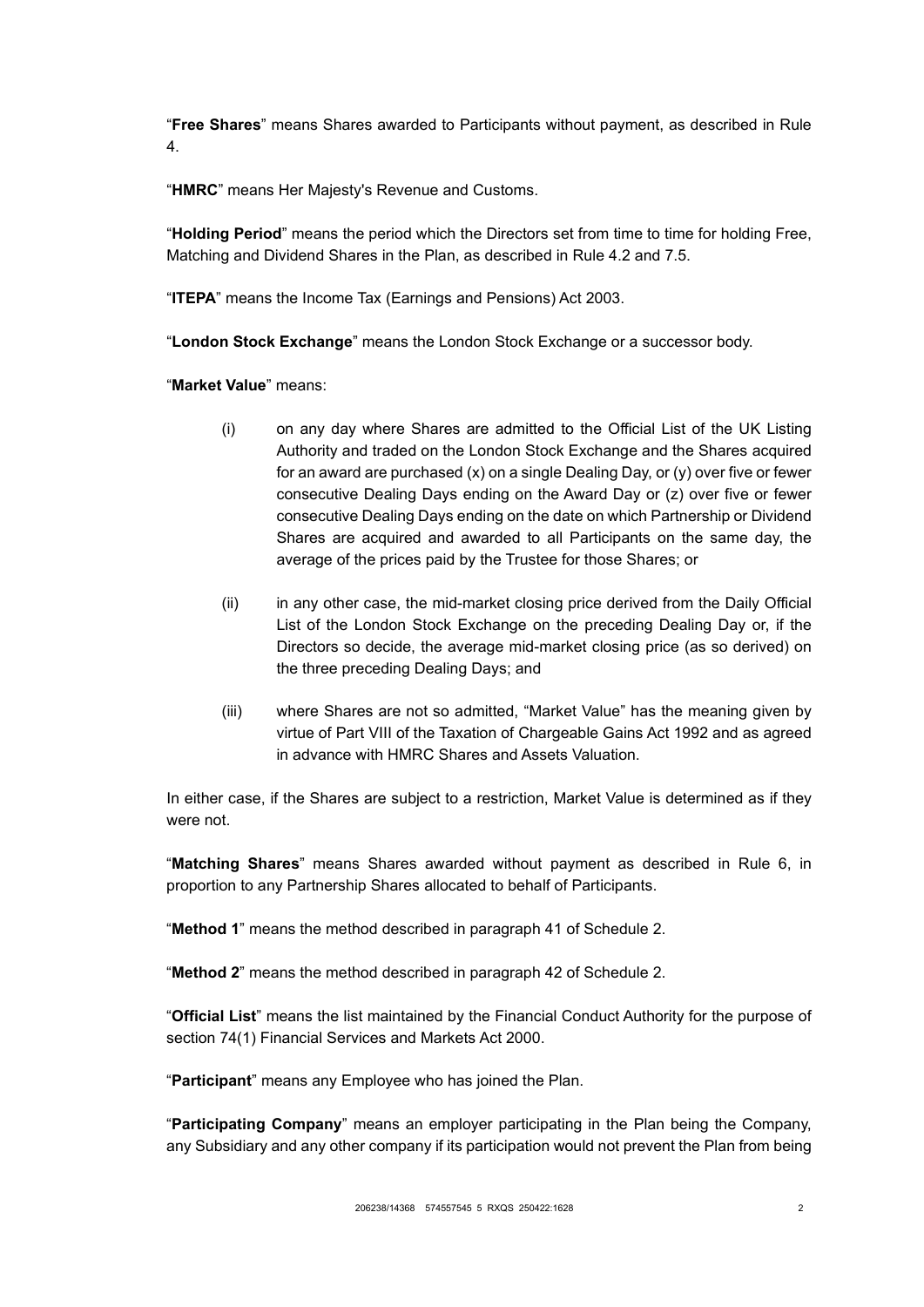"**Free Shares**" means Shares awarded to Participants without payment, as described in Rule 4.

"**HMRC**" means Her Majesty's Revenue and Customs.

"**Holding Period**" means the period which the Directors set from time to time for holding Free, Matching and Dividend Shares in the Plan, as described in Rule 4.2 and 7.5.

"**ITEPA**" means the Income Tax (Earnings and Pensions) Act 2003.

"**London Stock Exchange**" means the London Stock Exchange or a successor body.

"**Market Value**" means:

(i) on any day where Shares are admitted to the Official List of the UK Listing Authority and traded on the London Stock Exchange and the Shares acquired for an award are purchased (x) on a single Dealing Day, or (y) over five or fewer consecutive Dealing Days ending on the Award Day or (z) over five or fewer consecutive Dealing Days ending on the date on which Partnership or Dividend Shares are acquired and awarded to all Participants on the same day, the average of the prices paid by the Trustee for those Shares; or

(ii) in any other case, the mid-market closing price derived from the Daily Official List of the London Stock Exchange on the preceding Dealing Day or, if the Directors so decide, the average mid-market closing price (as so derived) on the three preceding Dealing Days; and

(iii) where Shares are not so admitted, "Market Value" has the meaning given by virtue of Part VIII of the Taxation of Chargeable Gains Act 1992 and as agreed in advance with HMRC Shares and Assets Valuation.

In either case, if the Shares are subject to a restriction, Market Value is determined as if they were not.

"**Matching Shares**" means Shares awarded without payment as described in Rule 6, in proportion to any Partnership Shares allocated to behalf of Participants.

"**Method 1**" means the method described in paragraph 41 of Schedule 2.

"**Method 2**" means the method described in paragraph 42 of Schedule 2.

"**Official List**" means the list maintained by the Financial Conduct Authority for the purpose of section 74(1) Financial Services and Markets Act 2000.

"**Participant**" means any Employee who has joined the Plan.

"**Participating Company**" means an employer participating in the Plan being the Company, any Subsidiary and any other company if its participation would not prevent the Plan from being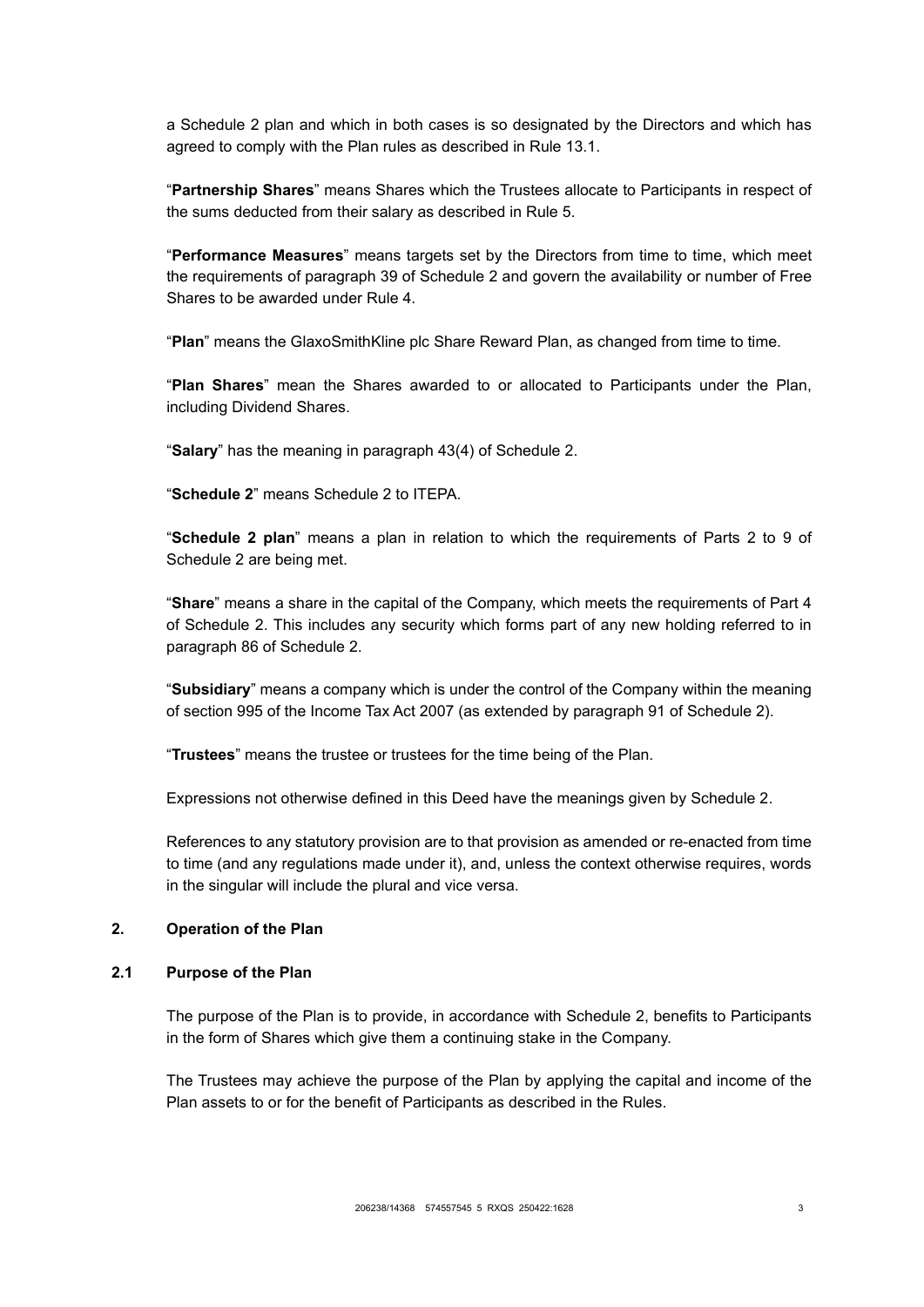a Schedule 2 plan and which in both cases is so designated by the Directors and which has agreed to comply with the Plan rules as described in Rule 13.1.

"**Partnership Shares**" means Shares which the Trustees allocate to Participants in respect of the sums deducted from their salary as described in Rule 5.

"**Performance Measures**" means targets set by the Directors from time to time, which meet the requirements of paragraph 39 of Schedule 2 and govern the availability or number of Free Shares to be awarded under Rule 4.

"**Plan**" means the GlaxoSmithKline plc Share Reward Plan, as changed from time to time.

"**Plan Shares**" mean the Shares awarded to or allocated to Participants under the Plan, including Dividend Shares.

"**Salary**" has the meaning in paragraph 43(4) of Schedule 2.

"**Schedule 2**" means Schedule 2 to ITEPA.

"**Schedule 2 plan**" means a plan in relation to which the requirements of Parts 2 to 9 of Schedule 2 are being met.

"**Share**" means a share in the capital of the Company, which meets the requirements of Part 4 of Schedule 2. This includes any security which forms part of any new holding referred to in paragraph 86 of Schedule 2.

"**Subsidiary**" means a company which is under the control of the Company within the meaning of section 995 of the Income Tax Act 2007 (as extended by paragraph 91 of Schedule 2).

"**Trustees**" means the trustee or trustees for the time being of the Plan.

Expressions not otherwise defined in this Deed have the meanings given by Schedule 2.

References to any statutory provision are to that provision as amended or re-enacted from time to time (and any regulations made under it), and, unless the context otherwise requires, words in the singular will include the plural and vice versa.

## 2. Operation of the Plan

### 2.1 Purpose of the Plan

The purpose of the Plan is to provide, in accordance with Schedule 2, benefits to Participants in the form of Shares which give them a continuing stake in the Company.

The Trustees may achieve the purpose of the Plan by applying the capital and income of the Plan assets to or for the benefit of Participants as described in the Rules.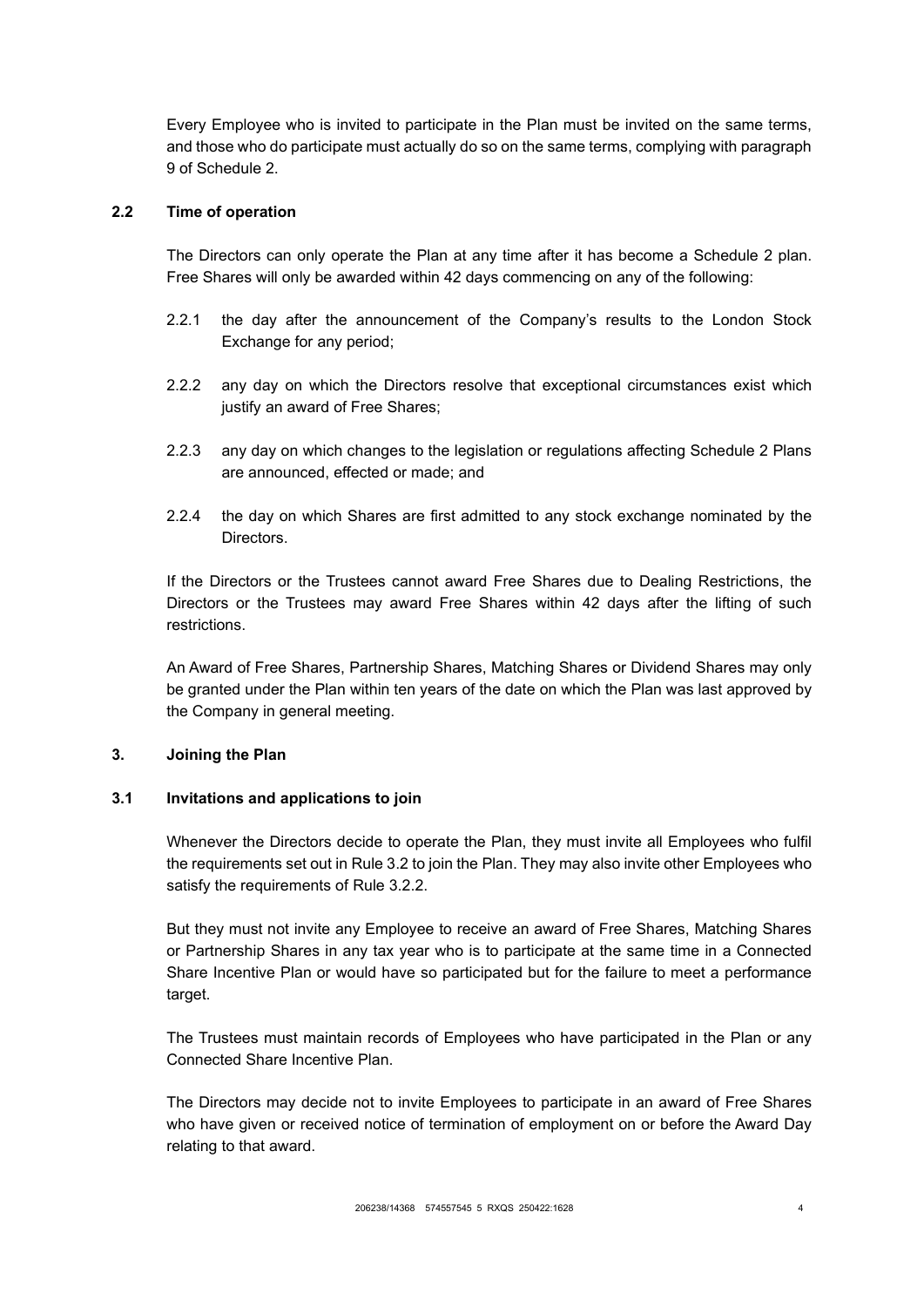Every Employee who is invited to participate in the Plan must be invited on the same terms, and those who do participate must actually do so on the same terms, complying with paragraph 9 of Schedule 2.

### 2.2 Time of operation

The Directors can only operate the Plan at any time after it has become a Schedule 2 plan. Free Shares will only be awarded within 42 days commencing on any of the following:

2.2.1 the day after the announcement of the Company's results to the London Stock Exchange for any period;

2.2.2 any day on which the Directors resolve that exceptional circumstances exist which justify an award of Free Shares;

2.2.3 any day on which changes to the legislation or regulations affecting Schedule 2 Plans are announced, effected or made; and

2.2.4 the day on which Shares are first admitted to any stock exchange nominated by the Directors.

If the Directors or the Trustees cannot award Free Shares due to Dealing Restrictions, the Directors or the Trustees may award Free Shares within 42 days after the lifting of such restrictions.

An Award of Free Shares, Partnership Shares, Matching Shares or Dividend Shares may only be granted under the Plan within ten years of the date on which the Plan was last approved by the Company in general meeting.

## 3. Joining the Plan

### 3.1 Invitations and applications to join

Whenever the Directors decide to operate the Plan, they must invite all Employees who fulfil the requirements set out in Rule 3.2 to join the Plan. They may also invite other Employees who satisfy the requirements of Rule 3.2.2.

But they must not invite any Employee to receive an award of Free Shares, Matching Shares or Partnership Shares in any tax year who is to participate at the same time in a Connected Share Incentive Plan or would have so participated but for the failure to meet a performance target.

The Trustees must maintain records of Employees who have participated in the Plan or any Connected Share Incentive Plan.

The Directors may decide not to invite Employees to participate in an award of Free Shares who have given or received notice of termination of employment on or before the Award Day relating to that award.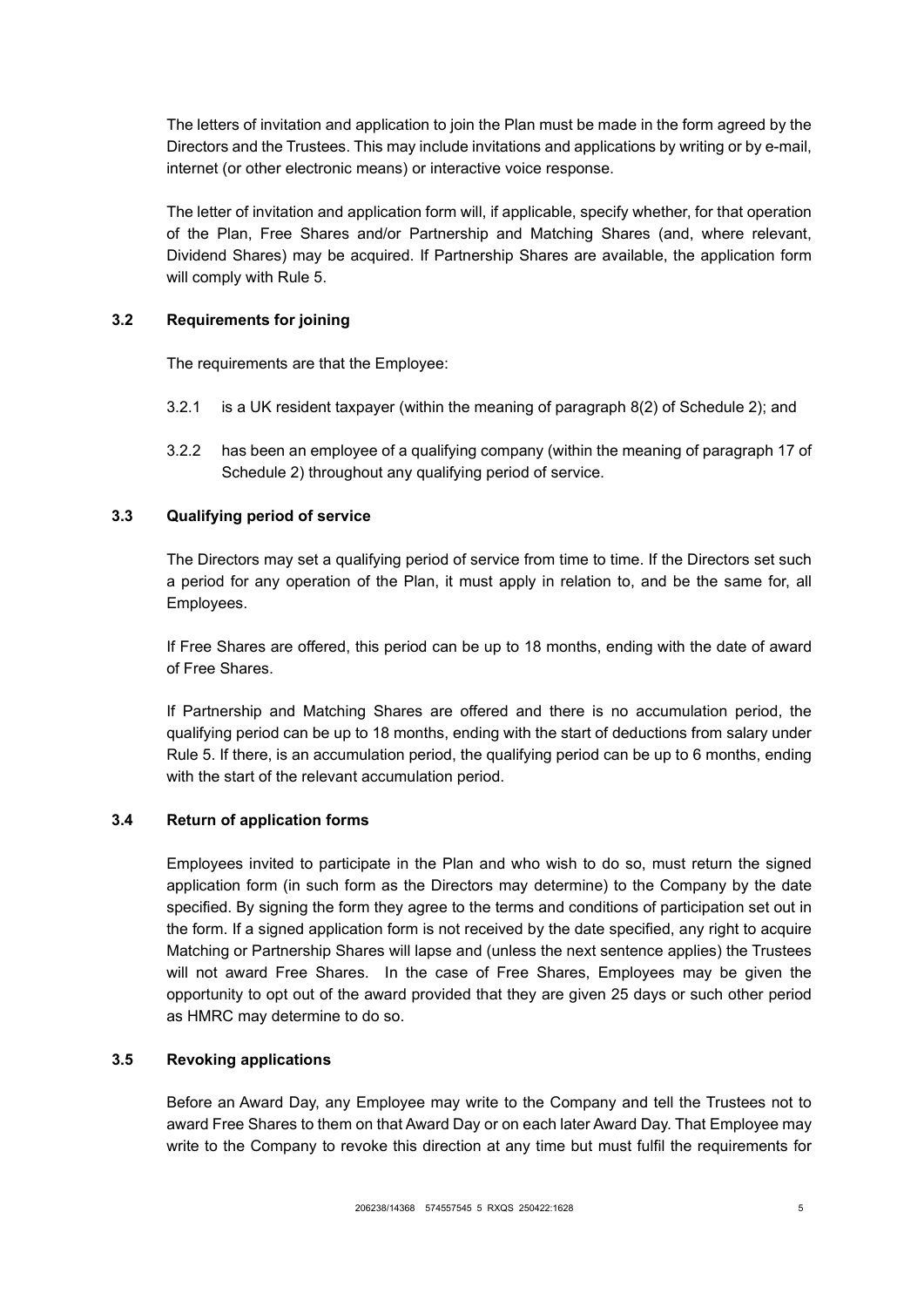The letters of invitation and application to join the Plan must be made in the form agreed by the Directors and the Trustees. This may include invitations and applications by writing or by e-mail, internet (or other electronic means) or interactive voice response.

The letter of invitation and application form will, if applicable, specify whether, for that operation of the Plan, Free Shares and/or Partnership and Matching Shares (and, where relevant, Dividend Shares) may be acquired. If Partnership Shares are available, the application form will comply with Rule 5.

### 3.2 Requirements for joining

The requirements are that the Employee:

3.2.1 is a UK resident taxpayer (within the meaning of paragraph 8(2) of Schedule 2); and

3.2.2 has been an employee of a qualifying company (within the meaning of paragraph 17 of Schedule 2) throughout any qualifying period of service.

### 3.3 Qualifying period of service

The Directors may set a qualifying period of service from time to time. If the Directors set such a period for any operation of the Plan, it must apply in relation to, and be the same for, all Employees.

If Free Shares are offered, this period can be up to 18 months, ending with the date of award of Free Shares.

If Partnership and Matching Shares are offered and there is no accumulation period, the qualifying period can be up to 18 months, ending with the start of deductions from salary under Rule 5. If there, is an accumulation period, the qualifying period can be up to 6 months, ending with the start of the relevant accumulation period.

### 3.4 Return of application forms

Employees invited to participate in the Plan and who wish to do so, must return the signed application form (in such form as the Directors may determine) to the Company by the date specified. By signing the form they agree to the terms and conditions of participation set out in the form. If a signed application form is not received by the date specified, any right to acquire Matching or Partnership Shares will lapse and (unless the next sentence applies) the Trustees will not award Free Shares. In the case of Free Shares, Employees may be given the opportunity to opt out of the award provided that they are given 25 days or such other period as HMRC may determine to do so.

### 3.5 Revoking applications

Before an Award Day, any Employee may write to the Company and tell the Trustees not to award Free Shares to them on that Award Day or on each later Award Day. That Employee may write to the Company to revoke this direction at any time but must fulfil the requirements for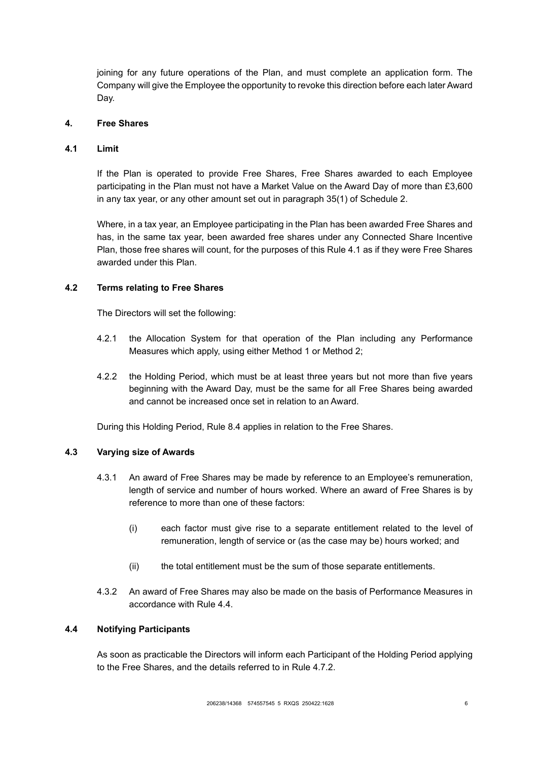joining for any future operations of the Plan, and must complete an application form. The Company will give the Employee the opportunity to revoke this direction before each later Award Day.

## 4. Free Shares

### 4.1 Limit

If the Plan is operated to provide Free Shares, Free Shares awarded to each Employee participating in the Plan must not have a Market Value on the Award Day of more than £3,600 in any tax year, or any other amount set out in paragraph 35(1) of Schedule 2.

Where, in a tax year, an Employee participating in the Plan has been awarded Free Shares and has, in the same tax year, been awarded free shares under any Connected Share Incentive Plan, those free shares will count, for the purposes of this Rule 4.1 as if they were Free Shares awarded under this Plan.

### 4.2 Terms relating to Free Shares

The Directors will set the following:

4.2.1 the Allocation System for that operation of the Plan including any Performance Measures which apply, using either Method 1 or Method 2;

4.2.2 the Holding Period, which must be at least three years but not more than five years beginning with the Award Day, must be the same for all Free Shares being awarded and cannot be increased once set in relation to an Award.

During this Holding Period, Rule 8.4 applies in relation to the Free Shares.

### 4.3 Varying size of Awards

4.3.1 An award of Free Shares may be made by reference to an Employee's remuneration, length of service and number of hours worked. Where an award of Free Shares is by reference to more than one of these factors:

(i) each factor must give rise to a separate entitlement related to the level of remuneration, length of service or (as the case may be) hours worked; and

(ii) the total entitlement must be the sum of those separate entitlements.

4.3.2 An award of Free Shares may also be made on the basis of Performance Measures in accordance with Rule 4.4.

### 4.4 Notifying Participants

As soon as practicable the Directors will inform each Participant of the Holding Period applying to the Free Shares, and the details referred to in Rule 4.7.2.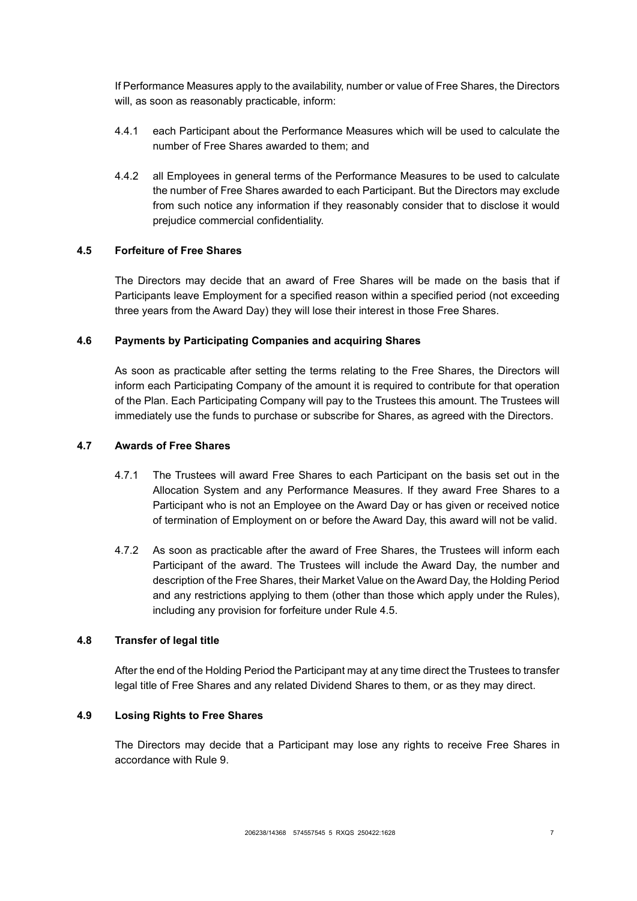If Performance Measures apply to the availability, number or value of Free Shares, the Directors will, as soon as reasonably practicable, inform:

4.4.1 each Participant about the Performance Measures which will be used to calculate the number of Free Shares awarded to them; and

4.4.2 all Employees in general terms of the Performance Measures to be used to calculate the number of Free Shares awarded to each Participant. But the Directors may exclude from such notice any information if they reasonably consider that to disclose it would prejudice commercial confidentiality.

### 4.5 Forfeiture of Free Shares

The Directors may decide that an award of Free Shares will be made on the basis that if Participants leave Employment for a specified reason within a specified period (not exceeding three years from the Award Day) they will lose their interest in those Free Shares.

### 4.6 Payments by Participating Companies and acquiring Shares

As soon as practicable after setting the terms relating to the Free Shares, the Directors will inform each Participating Company of the amount it is required to contribute for that operation of the Plan. Each Participating Company will pay to the Trustees this amount. The Trustees will immediately use the funds to purchase or subscribe for Shares, as agreed with the Directors.

### 4.7 Awards of Free Shares

4.7.1 The Trustees will award Free Shares to each Participant on the basis set out in the Allocation System and any Performance Measures. If they award Free Shares to a Participant who is not an Employee on the Award Day or has given or received notice of termination of Employment on or before the Award Day, this award will not be valid.

4.7.2 As soon as practicable after the award of Free Shares, the Trustees will inform each Participant of the award. The Trustees will include the Award Day, the number and description of the Free Shares, their Market Value on the Award Day, the Holding Period and any restrictions applying to them (other than those which apply under the Rules), including any provision for forfeiture under Rule 4.5.

### 4.8 Transfer of legal title

After the end of the Holding Period the Participant may at any time direct the Trustees to transfer legal title of Free Shares and any related Dividend Shares to them, or as they may direct.

### 4.9 Losing Rights to Free Shares

The Directors may decide that a Participant may lose any rights to receive Free Shares in accordance with Rule 9.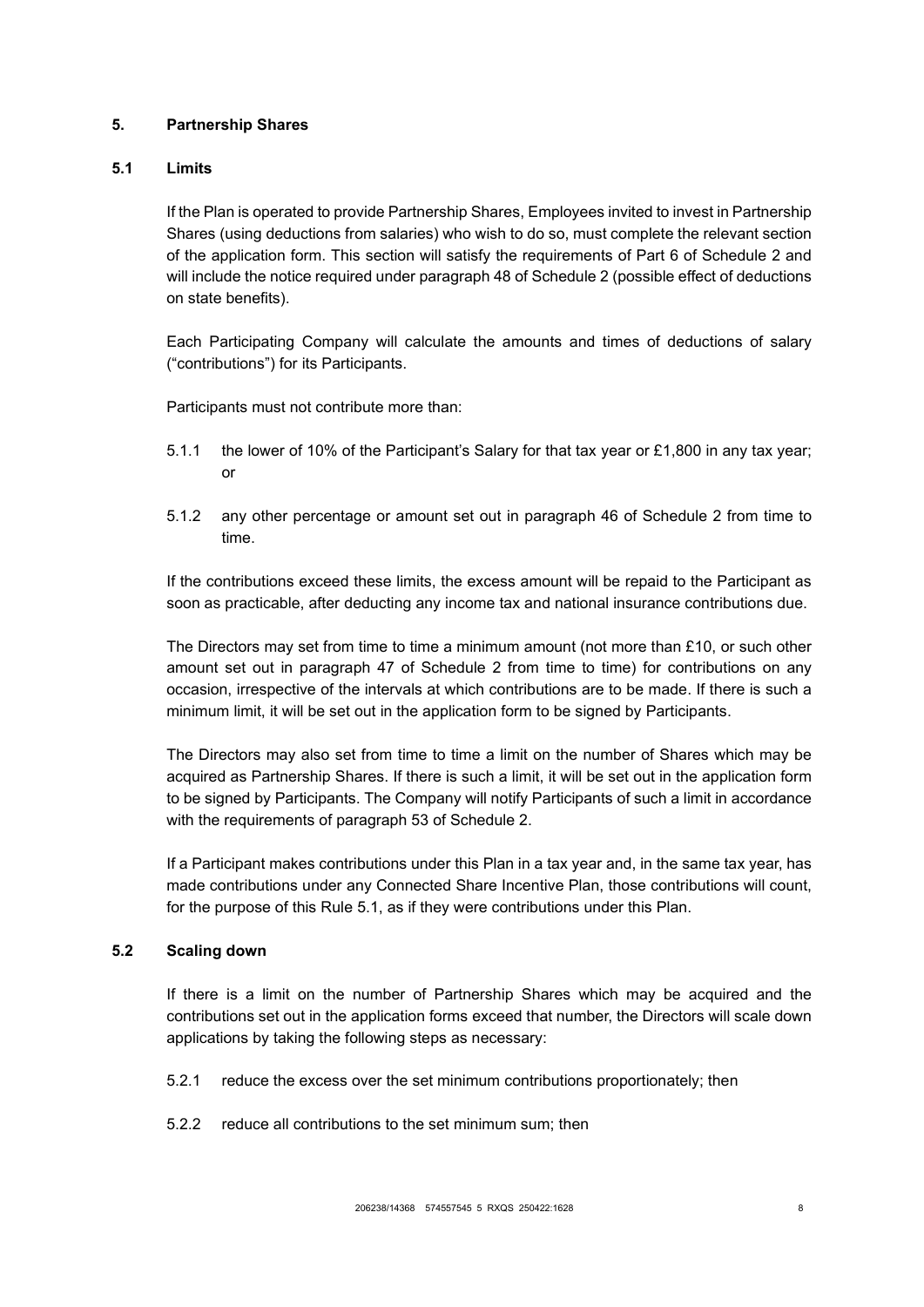## 5. Partnership Shares

### 5.1 Limits

If the Plan is operated to provide Partnership Shares, Employees invited to invest in Partnership Shares (using deductions from salaries) who wish to do so, must complete the relevant section of the application form. This section will satisfy the requirements of Part 6 of Schedule 2 and will include the notice required under paragraph 48 of Schedule 2 (possible effect of deductions on state benefits).

Each Participating Company will calculate the amounts and times of deductions of salary ("contributions") for its Participants.

Participants must not contribute more than:

5.1.1 the lower of 10% of the Participant's Salary for that tax year or £1,800 in any tax year; or

5.1.2 any other percentage or amount set out in paragraph 46 of Schedule 2 from time to time.

If the contributions exceed these limits, the excess amount will be repaid to the Participant as soon as practicable, after deducting any income tax and national insurance contributions due.

The Directors may set from time to time a minimum amount (not more than £10, or such other amount set out in paragraph 47 of Schedule 2 from time to time) for contributions on any occasion, irrespective of the intervals at which contributions are to be made. If there is such a minimum limit, it will be set out in the application form to be signed by Participants.

The Directors may also set from time to time a limit on the number of Shares which may be acquired as Partnership Shares. If there is such a limit, it will be set out in the application form to be signed by Participants. The Company will notify Participants of such a limit in accordance with the requirements of paragraph 53 of Schedule 2.

If a Participant makes contributions under this Plan in a tax year and, in the same tax year, has made contributions under any Connected Share Incentive Plan, those contributions will count, for the purpose of this Rule 5.1, as if they were contributions under this Plan.

### 5.2 Scaling down

If there is a limit on the number of Partnership Shares which may be acquired and the contributions set out in the application forms exceed that number, the Directors will scale down applications by taking the following steps as necessary:

5.2.1 reduce the excess over the set minimum contributions proportionately; then

5.2.2 reduce all contributions to the set minimum sum; then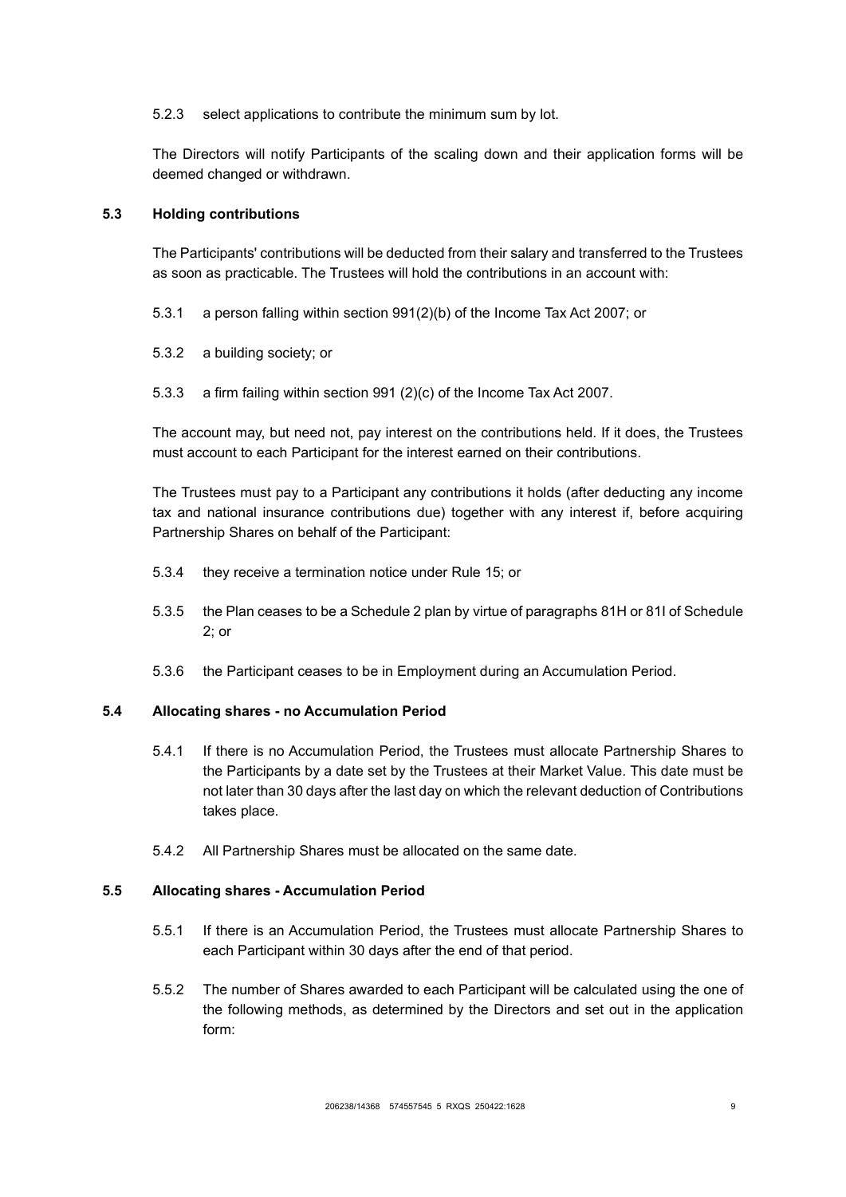5.2.3 select applications to contribute the minimum sum by lot.

The Directors will notify Participants of the scaling down and their application forms will be deemed changed or withdrawn.

**5.3 Holding contributions**

The Participants' contributions will be deducted from their salary and transferred to the Trustees as soon as practicable. The Trustees will hold the contributions in an account with:

5.3.1 a person falling within section 991(2)(b) of the Income Tax Act 2007; or

5.3.2 a building society; or

5.3.3 a firm failing within section 991 (2)(c) of the Income Tax Act 2007.

The account may, but need not, pay interest on the contributions held. If it does, the Trustees must account to each Participant for the interest earned on their contributions.

The Trustees must pay to a Participant any contributions it holds (after deducting any income tax and national insurance contributions due) together with any interest if, before acquiring Partnership Shares on behalf of the Participant:

5.3.4 they receive a termination notice under Rule 15; or

5.3.5 the Plan ceases to be a Schedule 2 plan by virtue of paragraphs 81H or 81I of Schedule 2; or

5.3.6 the Participant ceases to be in Employment during an Accumulation Period.

**5.4 Allocating shares - no Accumulation Period**

5.4.1 If there is no Accumulation Period, the Trustees must allocate Partnership Shares to the Participants by a date set by the Trustees at their Market Value. This date must be not later than 30 days after the last day on which the relevant deduction of Contributions takes place.

5.4.2 All Partnership Shares must be allocated on the same date.

**5.5 Allocating shares - Accumulation Period**

5.5.1 If there is an Accumulation Period, the Trustees must allocate Partnership Shares to each Participant within 30 days after the end of that period.

5.5.2 The number of Shares awarded to each Participant will be calculated using the one of the following methods, as determined by the Directors and set out in the application form: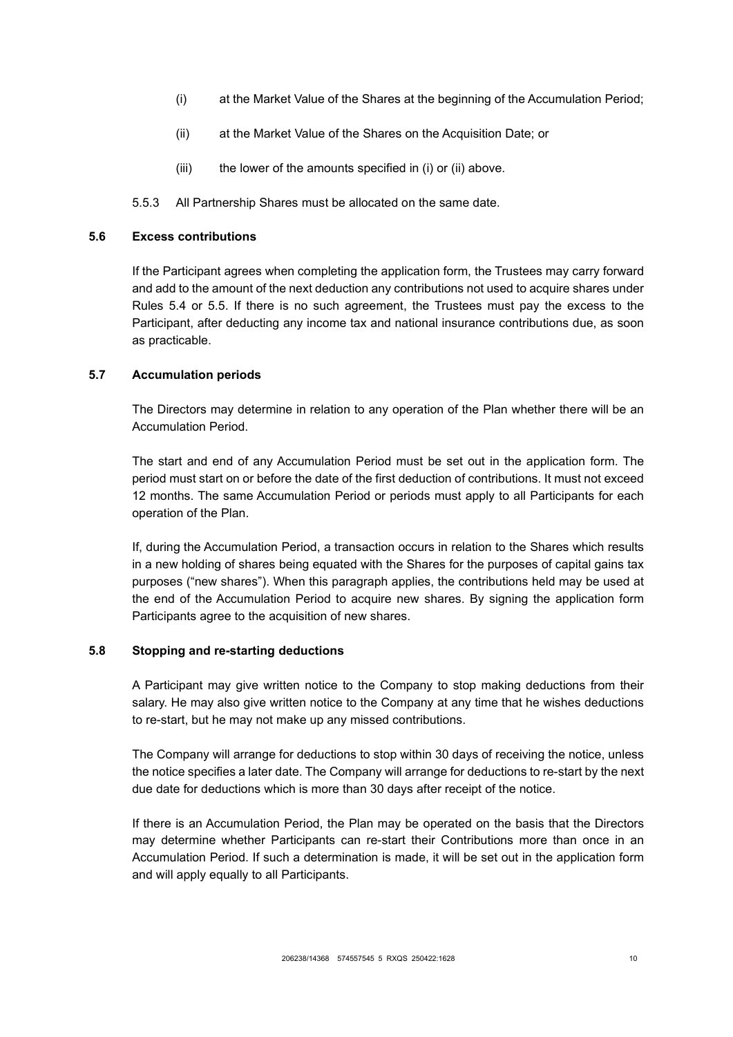(i) at the Market Value of the Shares at the beginning of the Accumulation Period;

(ii) at the Market Value of the Shares on the Acquisition Date; or

(iii) the lower of the amounts specified in (i) or (ii) above.

5.5.3 All Partnership Shares must be allocated on the same date.

### 5.6 Excess contributions

If the Participant agrees when completing the application form, the Trustees may carry forward and add to the amount of the next deduction any contributions not used to acquire shares under Rules 5.4 or 5.5. If there is no such agreement, the Trustees must pay the excess to the Participant, after deducting any income tax and national insurance contributions due, as soon as practicable.

### 5.7 Accumulation periods

The Directors may determine in relation to any operation of the Plan whether there will be an Accumulation Period.

The start and end of any Accumulation Period must be set out in the application form. The period must start on or before the date of the first deduction of contributions. It must not exceed 12 months. The same Accumulation Period or periods must apply to all Participants for each operation of the Plan.

If, during the Accumulation Period, a transaction occurs in relation to the Shares which results in a new holding of shares being equated with the Shares for the purposes of capital gains tax purposes ("new shares"). When this paragraph applies, the contributions held may be used at the end of the Accumulation Period to acquire new shares. By signing the application form Participants agree to the acquisition of new shares.

### 5.8 Stopping and re-starting deductions

A Participant may give written notice to the Company to stop making deductions from their salary. He may also give written notice to the Company at any time that he wishes deductions to re-start, but he may not make up any missed contributions.

The Company will arrange for deductions to stop within 30 days of receiving the notice, unless the notice specifies a later date. The Company will arrange for deductions to re-start by the next due date for deductions which is more than 30 days after receipt of the notice.

If there is an Accumulation Period, the Plan may be operated on the basis that the Directors may determine whether Participants can re-start their Contributions more than once in an Accumulation Period. If such a determination is made, it will be set out in the application form and will apply equally to all Participants.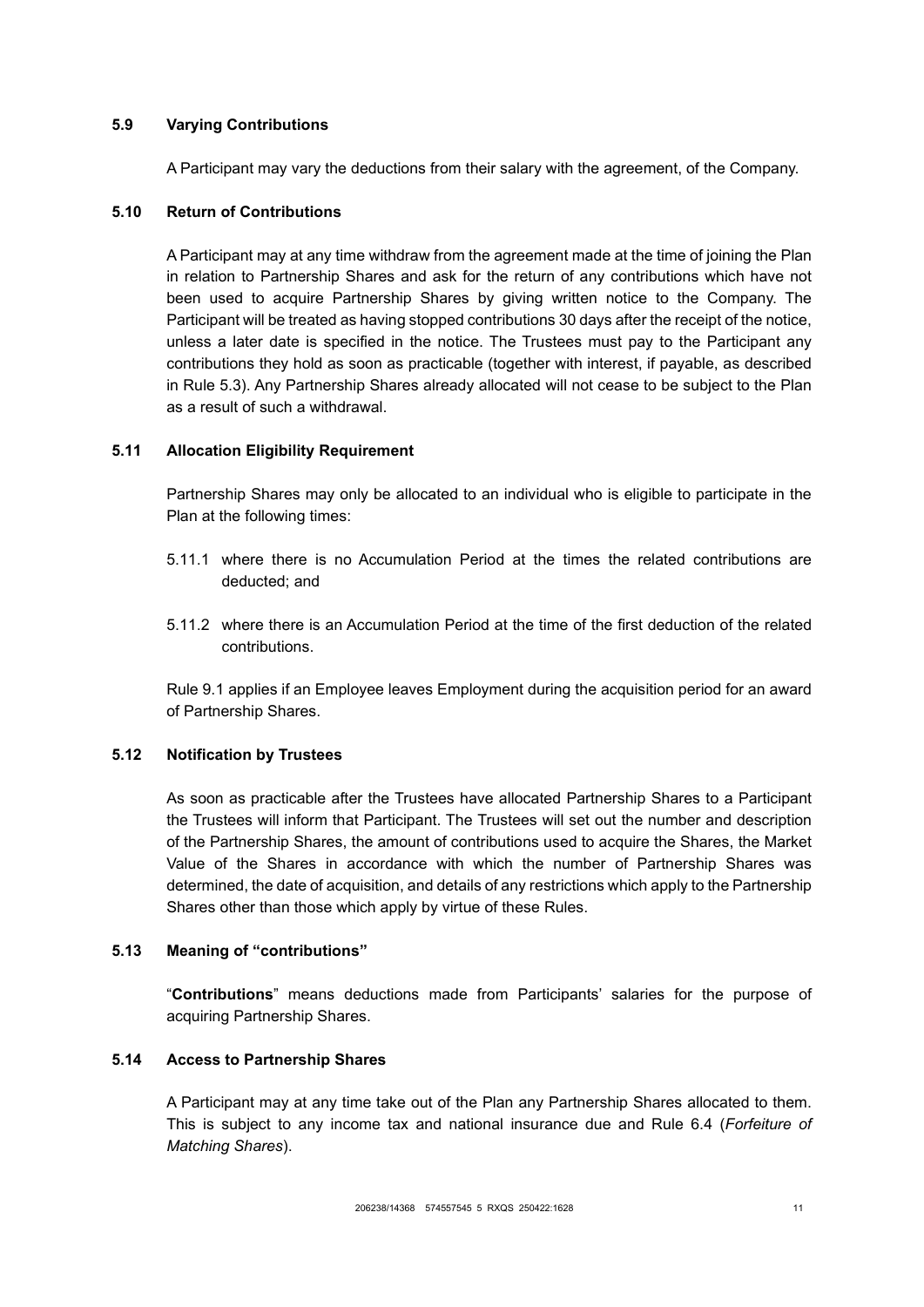### 5.9 Varying Contributions

A Participant may vary the deductions from their salary with the agreement, of the Company.

### 5.10 Return of Contributions

A Participant may at any time withdraw from the agreement made at the time of joining the Plan in relation to Partnership Shares and ask for the return of any contributions which have not been used to acquire Partnership Shares by giving written notice to the Company. The Participant will be treated as having stopped contributions 30 days after the receipt of the notice, unless a later date is specified in the notice. The Trustees must pay to the Participant any contributions they hold as soon as practicable (together with interest, if payable, as described in Rule 5.3). Any Partnership Shares already allocated will not cease to be subject to the Plan as a result of such a withdrawal.

### 5.11 Allocation Eligibility Requirement

Partnership Shares may only be allocated to an individual who is eligible to participate in the Plan at the following times:

5.11.1 where there is no Accumulation Period at the times the related contributions are deducted; and

5.11.2 where there is an Accumulation Period at the time of the first deduction of the related contributions.

Rule 9.1 applies if an Employee leaves Employment during the acquisition period for an award of Partnership Shares.

### 5.12 Notification by Trustees

As soon as practicable after the Trustees have allocated Partnership Shares to a Participant the Trustees will inform that Participant. The Trustees will set out the number and description of the Partnership Shares, the amount of contributions used to acquire the Shares, the Market Value of the Shares in accordance with which the number of Partnership Shares was determined, the date of acquisition, and details of any restrictions which apply to the Partnership Shares other than those which apply by virtue of these Rules.

### 5.13 Meaning of "contributions"

"**Contributions**" means deductions made from Participants' salaries for the purpose of acquiring Partnership Shares.

### 5.14 Access to Partnership Shares

A Participant may at any time take out of the Plan any Partnership Shares allocated to them. This is subject to any income tax and national insurance due and Rule 6.4 (*Forfeiture of Matching Shares*).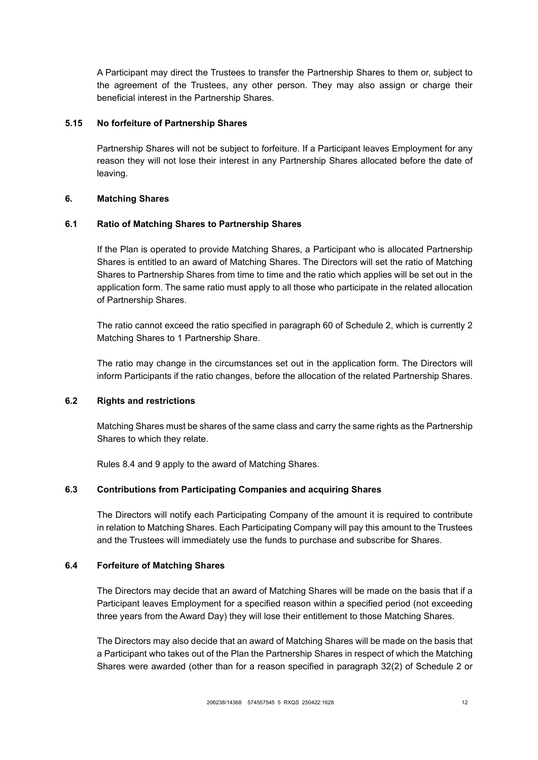A Participant may direct the Trustees to transfer the Partnership Shares to them or, subject to the agreement of the Trustees, any other person. They may also assign or charge their beneficial interest in the Partnership Shares.

### 5.15 No forfeiture of Partnership Shares

Partnership Shares will not be subject to forfeiture. If a Participant leaves Employment for any reason they will not lose their interest in any Partnership Shares allocated before the date of leaving.

## 6. Matching Shares

### 6.1 Ratio of Matching Shares to Partnership Shares

If the Plan is operated to provide Matching Shares, a Participant who is allocated Partnership Shares is entitled to an award of Matching Shares. The Directors will set the ratio of Matching Shares to Partnership Shares from time to time and the ratio which applies will be set out in the application form. The same ratio must apply to all those who participate in the related allocation of Partnership Shares.

The ratio cannot exceed the ratio specified in paragraph 60 of Schedule 2, which is currently 2 Matching Shares to 1 Partnership Share.

The ratio may change in the circumstances set out in the application form. The Directors will inform Participants if the ratio changes, before the allocation of the related Partnership Shares.

### 6.2 Rights and restrictions

Matching Shares must be shares of the same class and carry the same rights as the Partnership Shares to which they relate.

Rules 8.4 and 9 apply to the award of Matching Shares.

### 6.3 Contributions from Participating Companies and acquiring Shares

The Directors will notify each Participating Company of the amount it is required to contribute in relation to Matching Shares. Each Participating Company will pay this amount to the Trustees and the Trustees will immediately use the funds to purchase and subscribe for Shares.

### 6.4 Forfeiture of Matching Shares

The Directors may decide that an award of Matching Shares will be made on the basis that if a Participant leaves Employment for a specified reason within a specified period (not exceeding three years from the Award Day) they will lose their entitlement to those Matching Shares.

The Directors may also decide that an award of Matching Shares will be made on the basis that a Participant who takes out of the Plan the Partnership Shares in respect of which the Matching Shares were awarded (other than for a reason specified in paragraph 32(2) of Schedule 2 or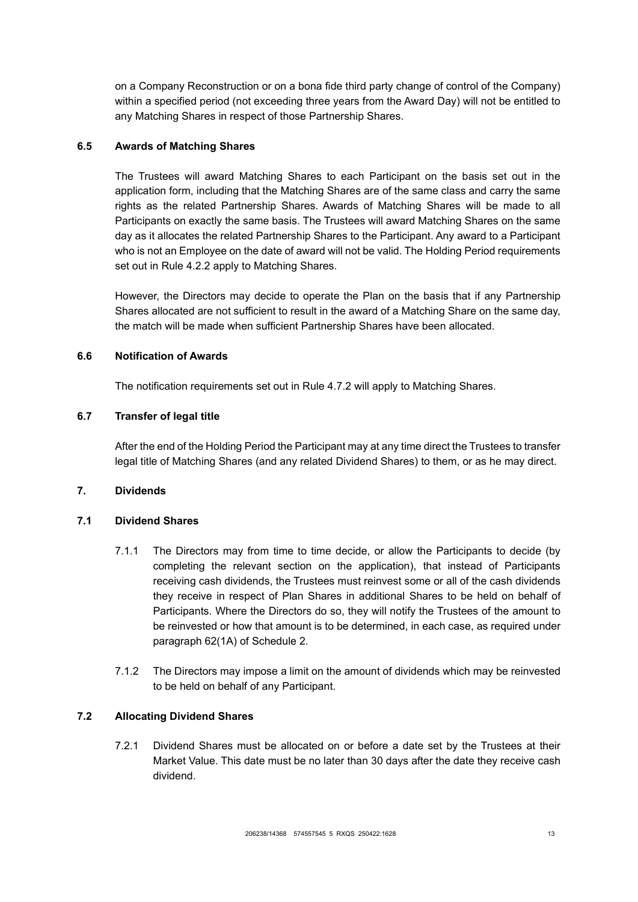on a Company Reconstruction or on a bona fide third party change of control of the Company) within a specified period (not exceeding three years from the Award Day) will not be entitled to any Matching Shares in respect of those Partnership Shares.

**6.5 Awards of Matching Shares**

The Trustees will award Matching Shares to each Participant on the basis set out in the application form, including that the Matching Shares are of the same class and carry the same rights as the related Partnership Shares. Awards of Matching Shares will be made to all Participants on exactly the same basis. The Trustees will award Matching Shares on the same day as it allocates the related Partnership Shares to the Participant. Any award to a Participant who is not an Employee on the date of award will not be valid. The Holding Period requirements set out in Rule 4.2.2 apply to Matching Shares.

However, the Directors may decide to operate the Plan on the basis that if any Partnership Shares allocated are not sufficient to result in the award of a Matching Share on the same day, the match will be made when sufficient Partnership Shares have been allocated.

**6.6 Notification of Awards**

The notification requirements set out in Rule 4.7.2 will apply to Matching Shares.

**6.7 Transfer of legal title**

After the end of the Holding Period the Participant may at any time direct the Trustees to transfer legal title of Matching Shares (and any related Dividend Shares) to them, or as he may direct.

**7. Dividends**

**7.1 Dividend Shares**

7.1.1 The Directors may from time to time decide, or allow the Participants to decide (by completing the relevant section on the application), that instead of Participants receiving cash dividends, the Trustees must reinvest some or all of the cash dividends they receive in respect of Plan Shares in additional Shares to be held on behalf of Participants. Where the Directors do so, they will notify the Trustees of the amount to be reinvested or how that amount is to be determined, in each case, as required under paragraph 62(1A) of Schedule 2.

7.1.2 The Directors may impose a limit on the amount of dividends which may be reinvested to be held on behalf of any Participant.

**7.2 Allocating Dividend Shares**

7.2.1 Dividend Shares must be allocated on or before a date set by the Trustees at their Market Value. This date must be no later than 30 days after the date they receive cash dividend.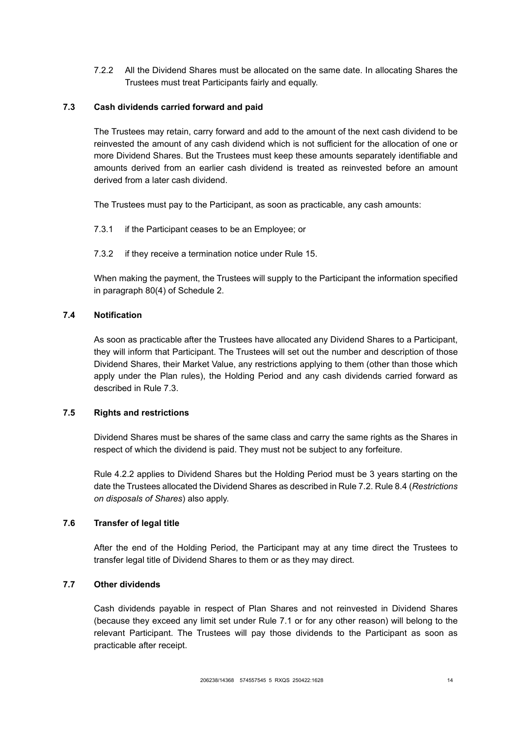7.2.2 All the Dividend Shares must be allocated on the same date. In allocating Shares the Trustees must treat Participants fairly and equally.

### 7.3 Cash dividends carried forward and paid

The Trustees may retain, carry forward and add to the amount of the next cash dividend to be reinvested the amount of any cash dividend which is not sufficient for the allocation of one or more Dividend Shares. But the Trustees must keep these amounts separately identifiable and amounts derived from an earlier cash dividend is treated as reinvested before an amount derived from a later cash dividend.

The Trustees must pay to the Participant, as soon as practicable, any cash amounts:

7.3.1 if the Participant ceases to be an Employee; or

7.3.2 if they receive a termination notice under Rule 15.

When making the payment, the Trustees will supply to the Participant the information specified in paragraph 80(4) of Schedule 2.

### 7.4 Notification

As soon as practicable after the Trustees have allocated any Dividend Shares to a Participant, they will inform that Participant. The Trustees will set out the number and description of those Dividend Shares, their Market Value, any restrictions applying to them (other than those which apply under the Plan rules), the Holding Period and any cash dividends carried forward as described in Rule 7.3.

### 7.5 Rights and restrictions

Dividend Shares must be shares of the same class and carry the same rights as the Shares in respect of which the dividend is paid. They must not be subject to any forfeiture.

Rule 4.2.2 applies to Dividend Shares but the Holding Period must be 3 years starting on the date the Trustees allocated the Dividend Shares as described in Rule 7.2. Rule 8.4 (*Restrictions on disposals of Shares*) also apply.

### 7.6 Transfer of legal title

After the end of the Holding Period, the Participant may at any time direct the Trustees to transfer legal title of Dividend Shares to them or as they may direct.

### 7.7 Other dividends

Cash dividends payable in respect of Plan Shares and not reinvested in Dividend Shares (because they exceed any limit set under Rule 7.1 or for any other reason) will belong to the relevant Participant. The Trustees will pay those dividends to the Participant as soon as practicable after receipt.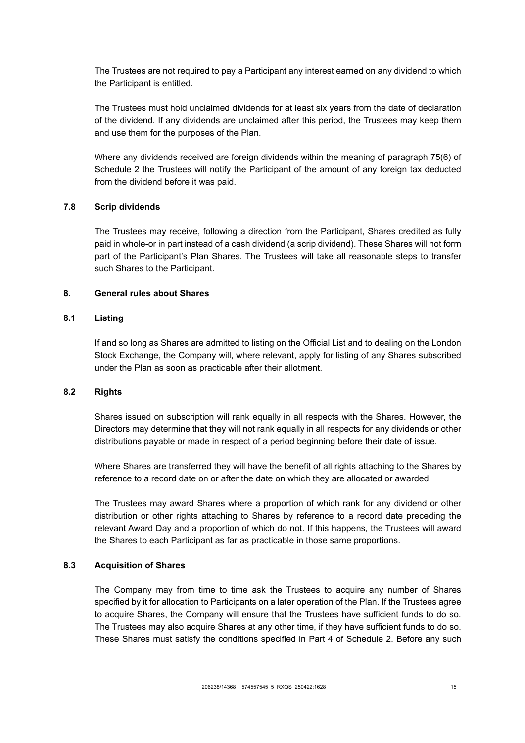The Trustees are not required to pay a Participant any interest earned on any dividend to which the Participant is entitled.

The Trustees must hold unclaimed dividends for at least six years from the date of declaration of the dividend. If any dividends are unclaimed after this period, the Trustees may keep them and use them for the purposes of the Plan.

Where any dividends received are foreign dividends within the meaning of paragraph 75(6) of Schedule 2 the Trustees will notify the Participant of the amount of any foreign tax deducted from the dividend before it was paid.

### 7.8 Scrip dividends

The Trustees may receive, following a direction from the Participant, Shares credited as fully paid in whole-or in part instead of a cash dividend (a scrip dividend). These Shares will not form part of the Participant's Plan Shares. The Trustees will take all reasonable steps to transfer such Shares to the Participant.

## 8. General rules about Shares

### 8.1 Listing

If and so long as Shares are admitted to listing on the Official List and to dealing on the London Stock Exchange, the Company will, where relevant, apply for listing of any Shares subscribed under the Plan as soon as practicable after their allotment.

### 8.2 Rights

Shares issued on subscription will rank equally in all respects with the Shares. However, the Directors may determine that they will not rank equally in all respects for any dividends or other distributions payable or made in respect of a period beginning before their date of issue.

Where Shares are transferred they will have the benefit of all rights attaching to the Shares by reference to a record date on or after the date on which they are allocated or awarded.

The Trustees may award Shares where a proportion of which rank for any dividend or other distribution or other rights attaching to Shares by reference to a record date preceding the relevant Award Day and a proportion of which do not. If this happens, the Trustees will award the Shares to each Participant as far as practicable in those same proportions.

### 8.3 Acquisition of Shares

The Company may from time to time ask the Trustees to acquire any number of Shares specified by it for allocation to Participants on a later operation of the Plan. If the Trustees agree to acquire Shares, the Company will ensure that the Trustees have sufficient funds to do so. The Trustees may also acquire Shares at any other time, if they have sufficient funds to do so. These Shares must satisfy the conditions specified in Part 4 of Schedule 2. Before any such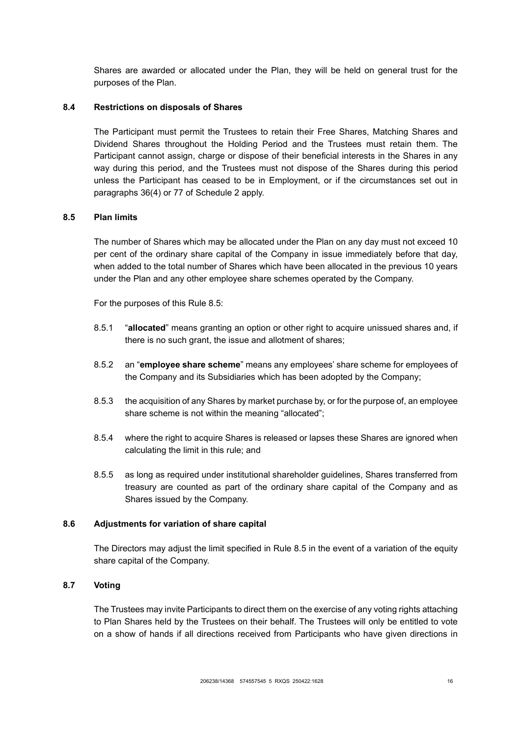Shares are awarded or allocated under the Plan, they will be held on general trust for the purposes of the Plan.

### 8.4 Restrictions on disposals of Shares

The Participant must permit the Trustees to retain their Free Shares, Matching Shares and Dividend Shares throughout the Holding Period and the Trustees must retain them. The Participant cannot assign, charge or dispose of their beneficial interests in the Shares in any way during this period, and the Trustees must not dispose of the Shares during this period unless the Participant has ceased to be in Employment, or if the circumstances set out in paragraphs 36(4) or 77 of Schedule 2 apply.

### 8.5 Plan limits

The number of Shares which may be allocated under the Plan on any day must not exceed 10 per cent of the ordinary share capital of the Company in issue immediately before that day, when added to the total number of Shares which have been allocated in the previous 10 years under the Plan and any other employee share schemes operated by the Company.

For the purposes of this Rule 8.5:

8.5.1 "**allocated**" means granting an option or other right to acquire unissued shares and, if there is no such grant, the issue and allotment of shares;

8.5.2 an "**employee share scheme**" means any employees' share scheme for employees of the Company and its Subsidiaries which has been adopted by the Company;

8.5.3 the acquisition of any Shares by market purchase by, or for the purpose of, an employee share scheme is not within the meaning "allocated";

8.5.4 where the right to acquire Shares is released or lapses these Shares are ignored when calculating the limit in this rule; and

8.5.5 as long as required under institutional shareholder guidelines, Shares transferred from treasury are counted as part of the ordinary share capital of the Company and as Shares issued by the Company.

### 8.6 Adjustments for variation of share capital

The Directors may adjust the limit specified in Rule 8.5 in the event of a variation of the equity share capital of the Company.

### 8.7 Voting

The Trustees may invite Participants to direct them on the exercise of any voting rights attaching to Plan Shares held by the Trustees on their behalf. The Trustees will only be entitled to vote on a show of hands if all directions received from Participants who have given directions in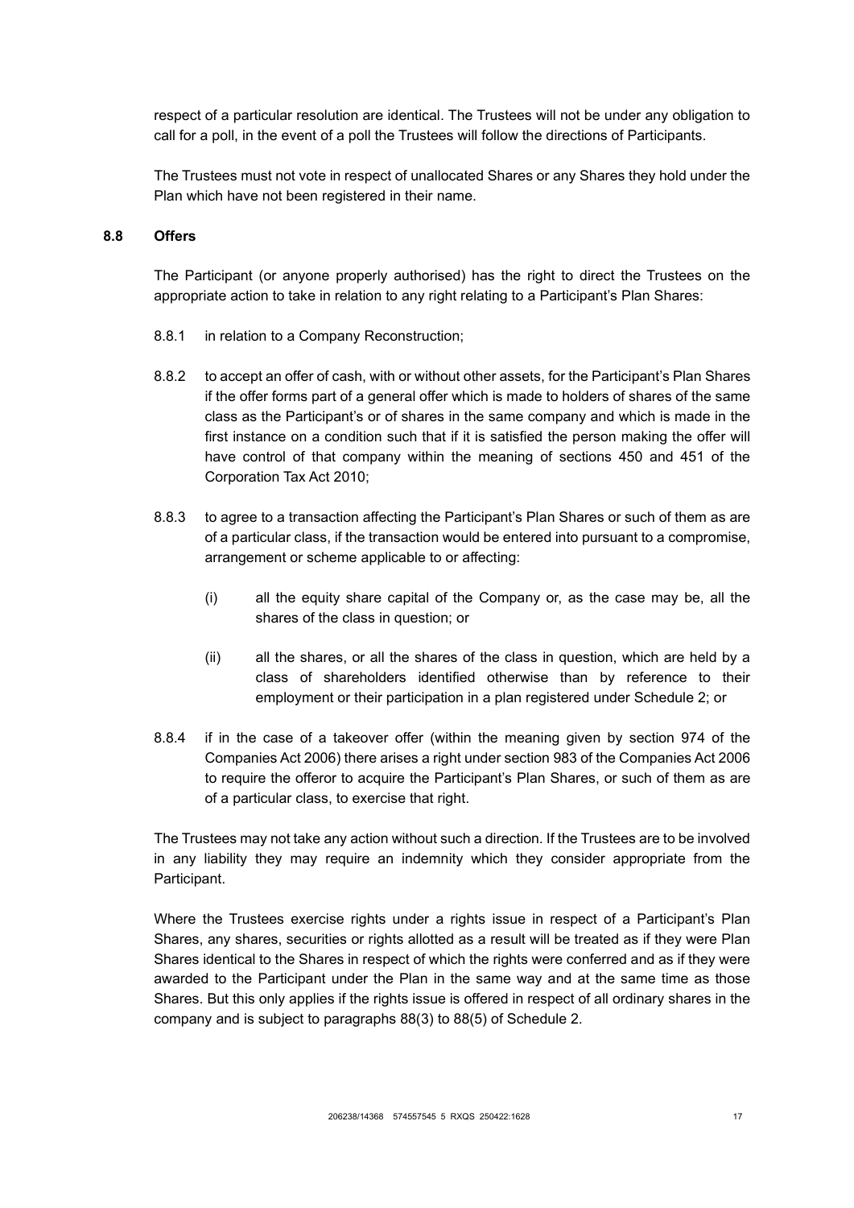respect of a particular resolution are identical. The Trustees will not be under any obligation to call for a poll, in the event of a poll the Trustees will follow the directions of Participants.

The Trustees must not vote in respect of unallocated Shares or any Shares they hold under the Plan which have not been registered in their name.

### 8.8 Offers

The Participant (or anyone properly authorised) has the right to direct the Trustees on the appropriate action to take in relation to any right relating to a Participant's Plan Shares:

8.8.1 in relation to a Company Reconstruction;

8.8.2 to accept an offer of cash, with or without other assets, for the Participant's Plan Shares if the offer forms part of a general offer which is made to holders of shares of the same class as the Participant's or of shares in the same company and which is made in the first instance on a condition such that if it is satisfied the person making the offer will have control of that company within the meaning of sections 450 and 451 of the Corporation Tax Act 2010;

8.8.3 to agree to a transaction affecting the Participant's Plan Shares or such of them as are of a particular class, if the transaction would be entered into pursuant to a compromise, arrangement or scheme applicable to or affecting:

(i) all the equity share capital of the Company or, as the case may be, all the shares of the class in question; or

(ii) all the shares, or all the shares of the class in question, which are held by a class of shareholders identified otherwise than by reference to their employment or their participation in a plan registered under Schedule 2; or

8.8.4 if in the case of a takeover offer (within the meaning given by section 974 of the Companies Act 2006) there arises a right under section 983 of the Companies Act 2006 to require the offeror to acquire the Participant's Plan Shares, or such of them as are of a particular class, to exercise that right.

The Trustees may not take any action without such a direction. If the Trustees are to be involved in any liability they may require an indemnity which they consider appropriate from the Participant.

Where the Trustees exercise rights under a rights issue in respect of a Participant's Plan Shares, any shares, securities or rights allotted as a result will be treated as if they were Plan Shares identical to the Shares in respect of which the rights were conferred and as if they were awarded to the Participant under the Plan in the same way and at the same time as those Shares. But this only applies if the rights issue is offered in respect of all ordinary shares in the company and is subject to paragraphs 88(3) to 88(5) of Schedule 2.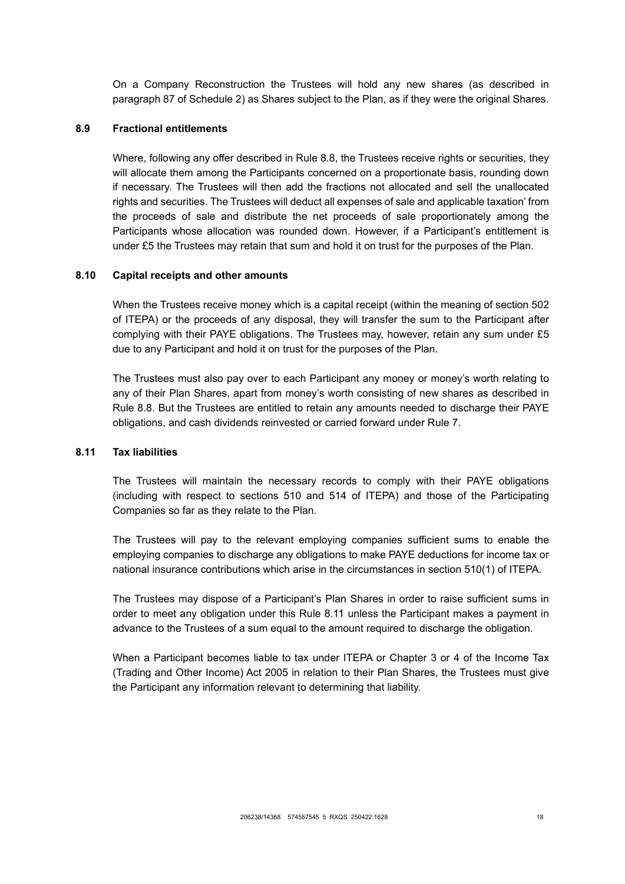On a Company Reconstruction the Trustees will hold any new shares (as described in paragraph 87 of Schedule 2) as Shares subject to the Plan, as if they were the original Shares.

### 8.9 Fractional entitlements

Where, following any offer described in Rule 8.8, the Trustees receive rights or securities, they will allocate them among the Participants concerned on a proportionate basis, rounding down if necessary. The Trustees will then add the fractions not allocated and sell the unallocated rights and securities. The Trustees will deduct all expenses of sale and applicable taxation' from the proceeds of sale and distribute the net proceeds of sale proportionately among the Participants whose allocation was rounded down. However, if a Participant's entitlement is under £5 the Trustees may retain that sum and hold it on trust for the purposes of the Plan.

### 8.10 Capital receipts and other amounts

When the Trustees receive money which is a capital receipt (within the meaning of section 502 of ITEPA) or the proceeds of any disposal, they will transfer the sum to the Participant after complying with their PAYE obligations. The Trustees may, however, retain any sum under £5 due to any Participant and hold it on trust for the purposes of the Plan.

The Trustees must also pay over to each Participant any money or money's worth relating to any of their Plan Shares, apart from money's worth consisting of new shares as described in Rule 8.8. But the Trustees are entitled to retain any amounts needed to discharge their PAYE obligations, and cash dividends reinvested or carried forward under Rule 7.

### 8.11 Tax liabilities

The Trustees will maintain the necessary records to comply with their PAYE obligations (including with respect to sections 510 and 514 of ITEPA) and those of the Participating Companies so far as they relate to the Plan.

The Trustees will pay to the relevant employing companies sufficient sums to enable the employing companies to discharge any obligations to make PAYE deductions for income tax or national insurance contributions which arise in the circumstances in section 510(1) of ITEPA.

The Trustees may dispose of a Participant's Plan Shares in order to raise sufficient sums in order to meet any obligation under this Rule 8.11 unless the Participant makes a payment in advance to the Trustees of a sum equal to the amount required to discharge the obligation.

When a Participant becomes liable to tax under ITEPA or Chapter 3 or 4 of the Income Tax (Trading and Other Income) Act 2005 in relation to their Plan Shares, the Trustees must give the Participant any information relevant to determining that liability.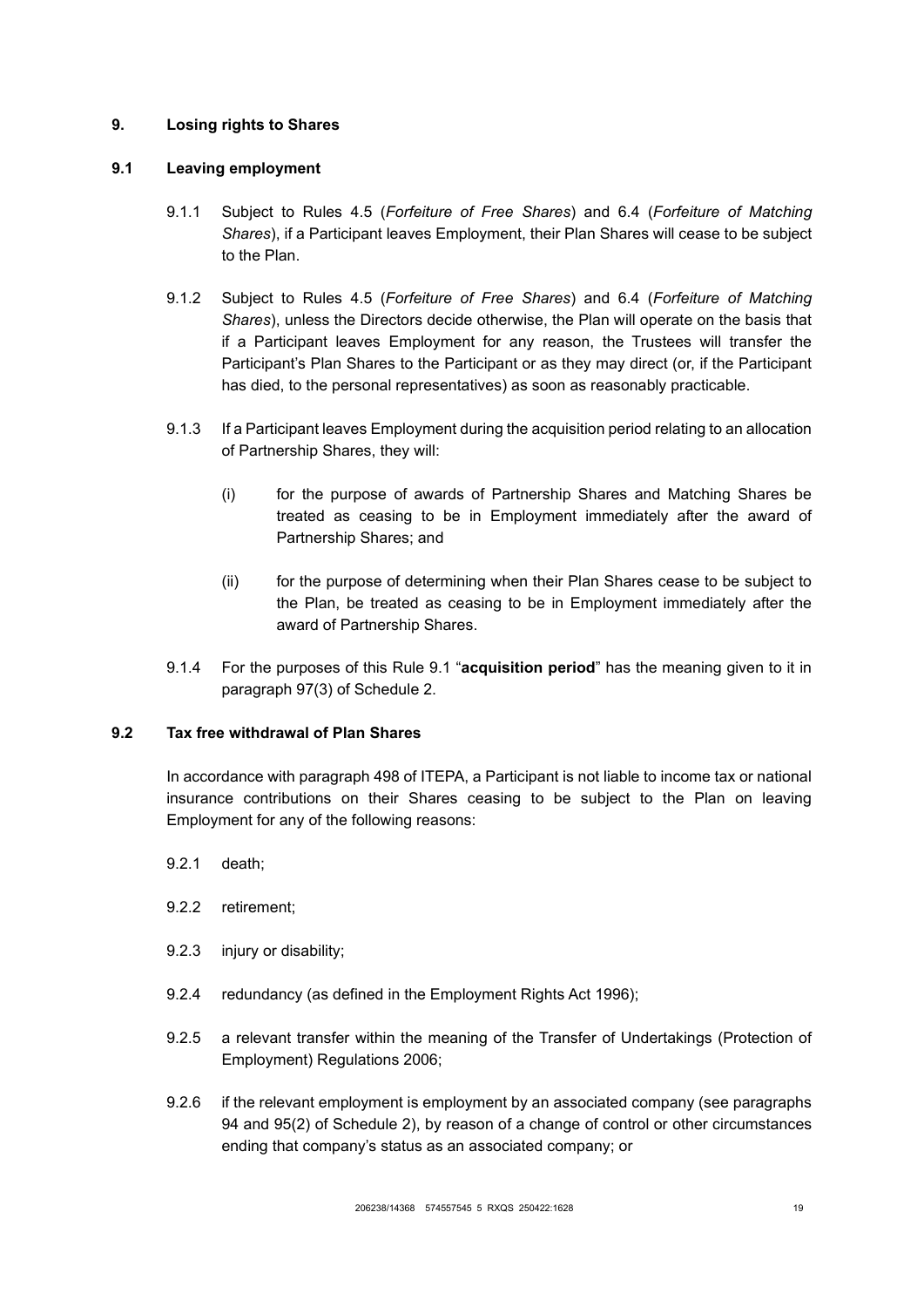## 9. Losing rights to Shares

### 9.1 Leaving employment

9.1.1 Subject to Rules 4.5 (*Forfeiture of Free Shares*) and 6.4 (*Forfeiture of Matching Shares*), if a Participant leaves Employment, their Plan Shares will cease to be subject to the Plan.

9.1.2 Subject to Rules 4.5 (*Forfeiture of Free Shares*) and 6.4 (*Forfeiture of Matching Shares*), unless the Directors decide otherwise, the Plan will operate on the basis that if a Participant leaves Employment for any reason, the Trustees will transfer the Participant's Plan Shares to the Participant or as they may direct (or, if the Participant has died, to the personal representatives) as soon as reasonably practicable.

9.1.3 If a Participant leaves Employment during the acquisition period relating to an allocation of Partnership Shares, they will:

(i) for the purpose of awards of Partnership Shares and Matching Shares be treated as ceasing to be in Employment immediately after the award of Partnership Shares; and

(ii) for the purpose of determining when their Plan Shares cease to be subject to the Plan, be treated as ceasing to be in Employment immediately after the award of Partnership Shares.

9.1.4 For the purposes of this Rule 9.1 "**acquisition period**" has the meaning given to it in paragraph 97(3) of Schedule 2.

### 9.2 Tax free withdrawal of Plan Shares

In accordance with paragraph 498 of ITEPA, a Participant is not liable to income tax or national insurance contributions on their Shares ceasing to be subject to the Plan on leaving Employment for any of the following reasons:

9.2.1 death;

9.2.2 retirement;

9.2.3 injury or disability;

9.2.4 redundancy (as defined in the Employment Rights Act 1996);

9.2.5 a relevant transfer within the meaning of the Transfer of Undertakings (Protection of Employment) Regulations 2006;

9.2.6 if the relevant employment is employment by an associated company (see paragraphs 94 and 95(2) of Schedule 2), by reason of a change of control or other circumstances ending that company's status as an associated company; or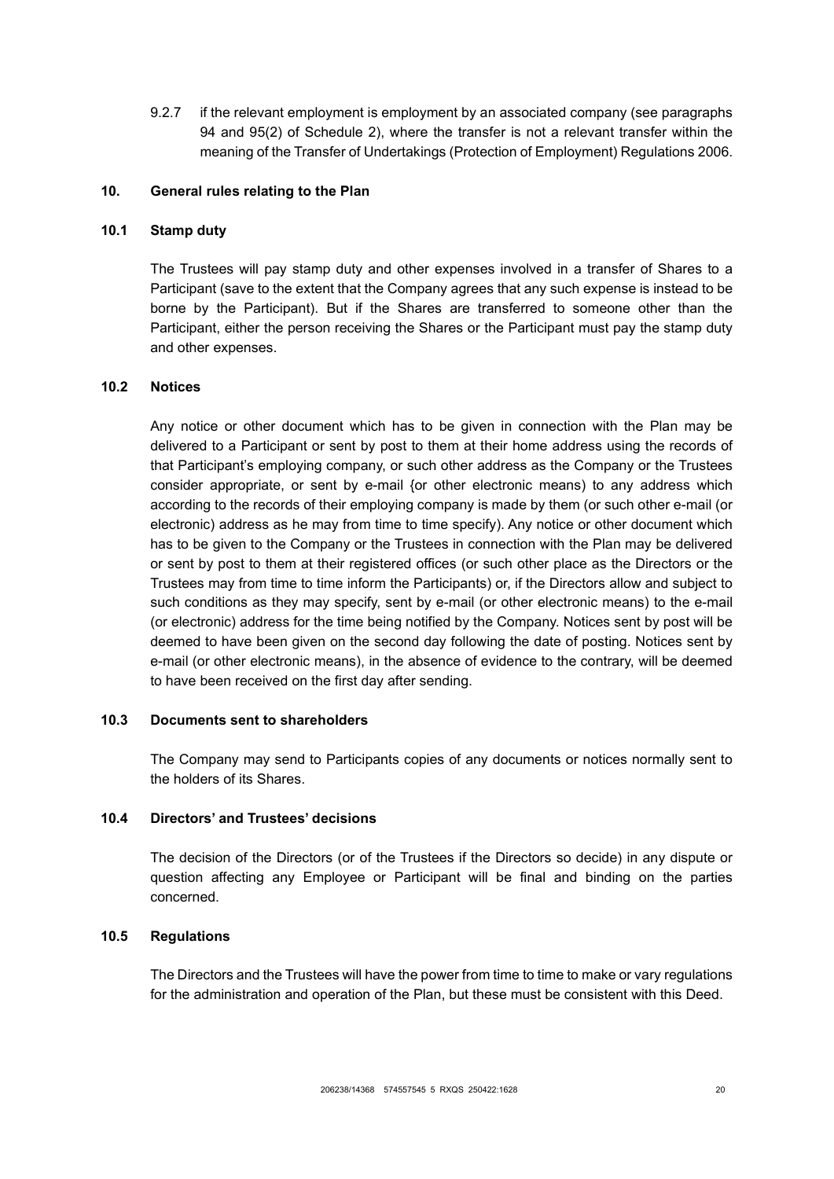9.2.7 if the relevant employment is employment by an associated company (see paragraphs 94 and 95(2) of Schedule 2), where the transfer is not a relevant transfer within the meaning of the Transfer of Undertakings (Protection of Employment) Regulations 2006.

## 10. General rules relating to the Plan

### 10.1 Stamp duty

The Trustees will pay stamp duty and other expenses involved in a transfer of Shares to a Participant (save to the extent that the Company agrees that any such expense is instead to be borne by the Participant). But if the Shares are transferred to someone other than the Participant, either the person receiving the Shares or the Participant must pay the stamp duty and other expenses.

### 10.2 Notices

Any notice or other document which has to be given in connection with the Plan may be delivered to a Participant or sent by post to them at their home address using the records of that Participant's employing company, or such other address as the Company or the Trustees consider appropriate, or sent by e-mail {or other electronic means) to any address which according to the records of their employing company is made by them (or such other e-mail (or electronic) address as he may from time to time specify). Any notice or other document which has to be given to the Company or the Trustees in connection with the Plan may be delivered or sent by post to them at their registered offices (or such other place as the Directors or the Trustees may from time to time inform the Participants) or, if the Directors allow and subject to such conditions as they may specify, sent by e-mail (or other electronic means) to the e-mail (or electronic) address for the time being notified by the Company. Notices sent by post will be deemed to have been given on the second day following the date of posting. Notices sent by e-mail (or other electronic means), in the absence of evidence to the contrary, will be deemed to have been received on the first day after sending.

### 10.3 Documents sent to shareholders

The Company may send to Participants copies of any documents or notices normally sent to the holders of its Shares.

### 10.4 Directors' and Trustees' decisions

The decision of the Directors (or of the Trustees if the Directors so decide) in any dispute or question affecting any Employee or Participant will be final and binding on the parties concerned.

### 10.5 Regulations

The Directors and the Trustees will have the power from time to time to make or vary regulations for the administration and operation of the Plan, but these must be consistent with this Deed.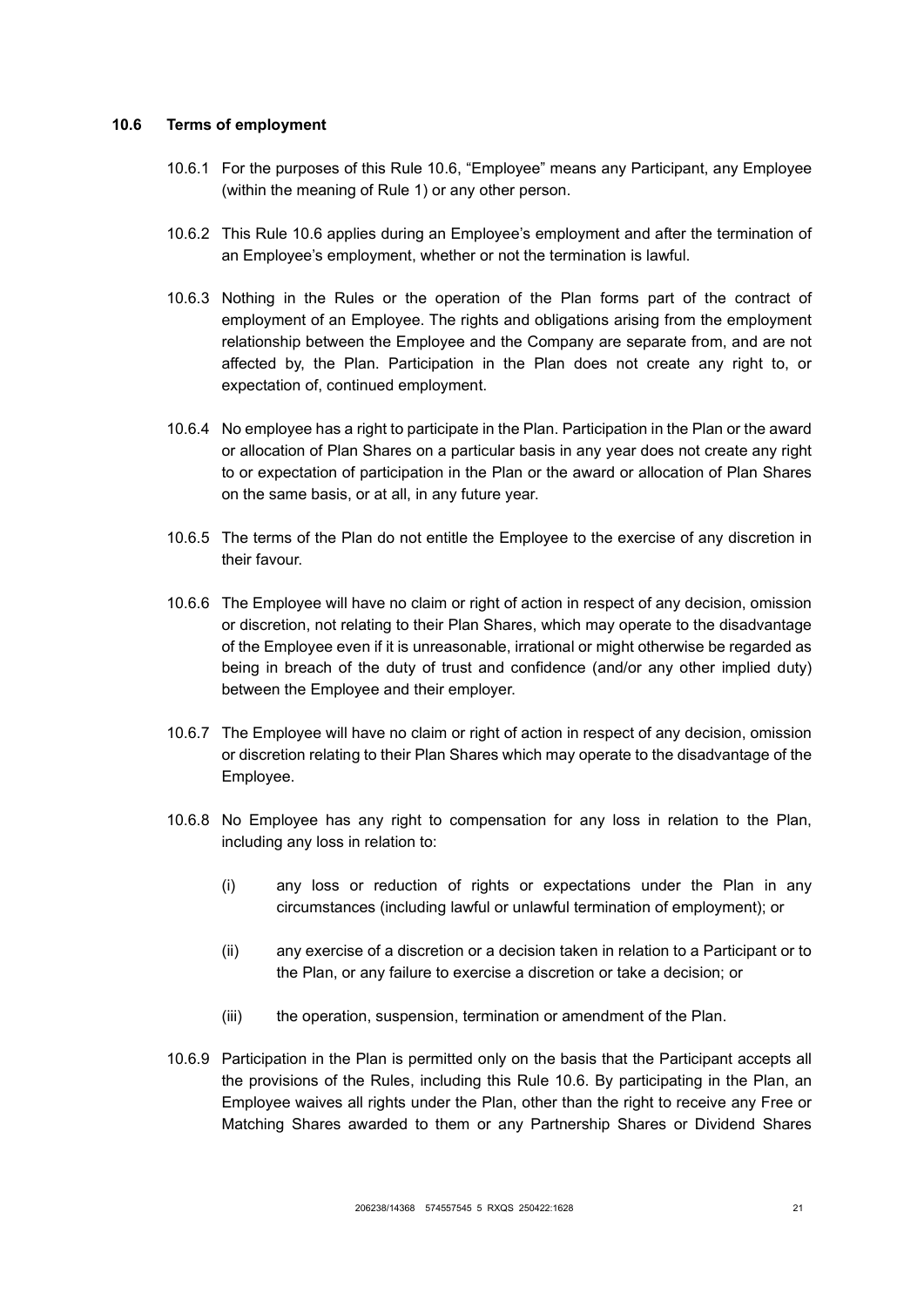### 10.6 Terms of employment

10.6.1 For the purposes of this Rule 10.6, "Employee" means any Participant, any Employee (within the meaning of Rule 1) or any other person.

10.6.2 This Rule 10.6 applies during an Employee's employment and after the termination of an Employee's employment, whether or not the termination is lawful.

10.6.3 Nothing in the Rules or the operation of the Plan forms part of the contract of employment of an Employee. The rights and obligations arising from the employment relationship between the Employee and the Company are separate from, and are not affected by, the Plan. Participation in the Plan does not create any right to, or expectation of, continued employment.

10.6.4 No employee has a right to participate in the Plan. Participation in the Plan or the award or allocation of Plan Shares on a particular basis in any year does not create any right to or expectation of participation in the Plan or the award or allocation of Plan Shares on the same basis, or at all, in any future year.

10.6.5 The terms of the Plan do not entitle the Employee to the exercise of any discretion in their favour.

10.6.6 The Employee will have no claim or right of action in respect of any decision, omission or discretion, not relating to their Plan Shares, which may operate to the disadvantage of the Employee even if it is unreasonable, irrational or might otherwise be regarded as being in breach of the duty of trust and confidence (and/or any other implied duty) between the Employee and their employer.

10.6.7 The Employee will have no claim or right of action in respect of any decision, omission or discretion relating to their Plan Shares which may operate to the disadvantage of the Employee.

10.6.8 No Employee has any right to compensation for any loss in relation to the Plan, including any loss in relation to:

(i) any loss or reduction of rights or expectations under the Plan in any circumstances (including lawful or unlawful termination of employment); or

(ii) any exercise of a discretion or a decision taken in relation to a Participant or to the Plan, or any failure to exercise a discretion or take a decision; or

(iii) the operation, suspension, termination or amendment of the Plan.

10.6.9 Participation in the Plan is permitted only on the basis that the Participant accepts all the provisions of the Rules, including this Rule 10.6. By participating in the Plan, an Employee waives all rights under the Plan, other than the right to receive any Free or Matching Shares awarded to them or any Partnership Shares or Dividend Shares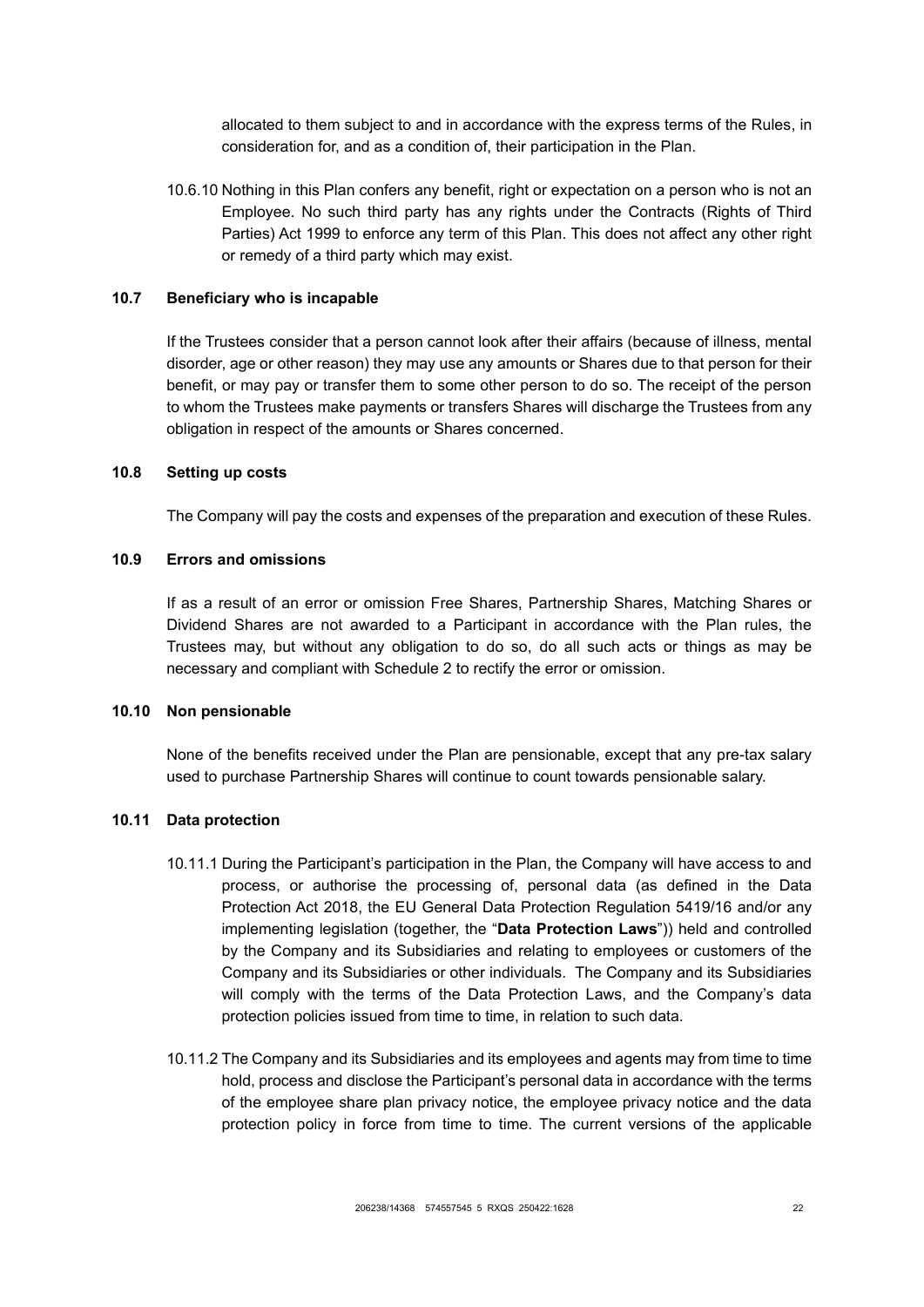allocated to them subject to and in accordance with the express terms of the Rules, in consideration for, and as a condition of, their participation in the Plan.

10.6.10 Nothing in this Plan confers any benefit, right or expectation on a person who is not an Employee. No such third party has any rights under the Contracts (Rights of Third Parties) Act 1999 to enforce any term of this Plan. This does not affect any other right or remedy of a third party which may exist.

**10.7 Beneficiary who is incapable**

If the Trustees consider that a person cannot look after their affairs (because of illness, mental disorder, age or other reason) they may use any amounts or Shares due to that person for their benefit, or may pay or transfer them to some other person to do so. The receipt of the person to whom the Trustees make payments or transfers Shares will discharge the Trustees from any obligation in respect of the amounts or Shares concerned.

**10.8 Setting up costs**

The Company will pay the costs and expenses of the preparation and execution of these Rules.

**10.9 Errors and omissions**

If as a result of an error or omission Free Shares, Partnership Shares, Matching Shares or Dividend Shares are not awarded to a Participant in accordance with the Plan rules, the Trustees may, but without any obligation to do so, do all such acts or things as may be necessary and compliant with Schedule 2 to rectify the error or omission.

**10.10 Non pensionable**

None of the benefits received under the Plan are pensionable, except that any pre-tax salary used to purchase Partnership Shares will continue to count towards pensionable salary.

**10.11 Data protection**

10.11.1 During the Participant's participation in the Plan, the Company will have access to and process, or authorise the processing of, personal data (as defined in the Data Protection Act 2018, the EU General Data Protection Regulation 5419/16 and/or any implementing legislation (together, the "**Data Protection Laws**")) held and controlled by the Company and its Subsidiaries and relating to employees or customers of the Company and its Subsidiaries or other individuals. The Company and its Subsidiaries will comply with the terms of the Data Protection Laws, and the Company's data protection policies issued from time to time, in relation to such data.

10.11.2 The Company and its Subsidiaries and its employees and agents may from time to time hold, process and disclose the Participant's personal data in accordance with the terms of the employee share plan privacy notice, the employee privacy notice and the data protection policy in force from time to time. The current versions of the applicable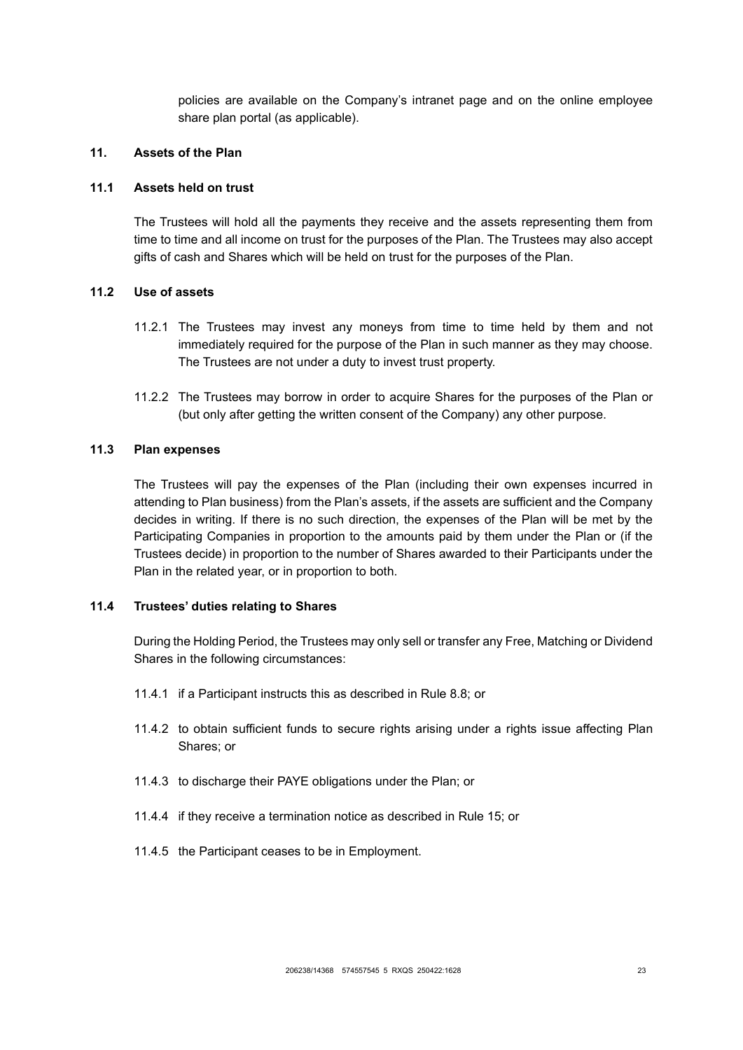policies are available on the Company's intranet page and on the online employee share plan portal (as applicable).

## 11. Assets of the Plan

### 11.1 Assets held on trust

The Trustees will hold all the payments they receive and the assets representing them from time to time and all income on trust for the purposes of the Plan. The Trustees may also accept gifts of cash and Shares which will be held on trust for the purposes of the Plan.

### 11.2 Use of assets

11.2.1 The Trustees may invest any moneys from time to time held by them and not immediately required for the purpose of the Plan in such manner as they may choose. The Trustees are not under a duty to invest trust property.

11.2.2 The Trustees may borrow in order to acquire Shares for the purposes of the Plan or (but only after getting the written consent of the Company) any other purpose.

### 11.3 Plan expenses

The Trustees will pay the expenses of the Plan (including their own expenses incurred in attending to Plan business) from the Plan's assets, if the assets are sufficient and the Company decides in writing. If there is no such direction, the expenses of the Plan will be met by the Participating Companies in proportion to the amounts paid by them under the Plan or (if the Trustees decide) in proportion to the number of Shares awarded to their Participants under the Plan in the related year, or in proportion to both.

### 11.4 Trustees' duties relating to Shares

During the Holding Period, the Trustees may only sell or transfer any Free, Matching or Dividend Shares in the following circumstances:

11.4.1 if a Participant instructs this as described in Rule 8.8; or

11.4.2 to obtain sufficient funds to secure rights arising under a rights issue affecting Plan Shares; or

11.4.3 to discharge their PAYE obligations under the Plan; or

11.4.4 if they receive a termination notice as described in Rule 15; or

11.4.5 the Participant ceases to be in Employment.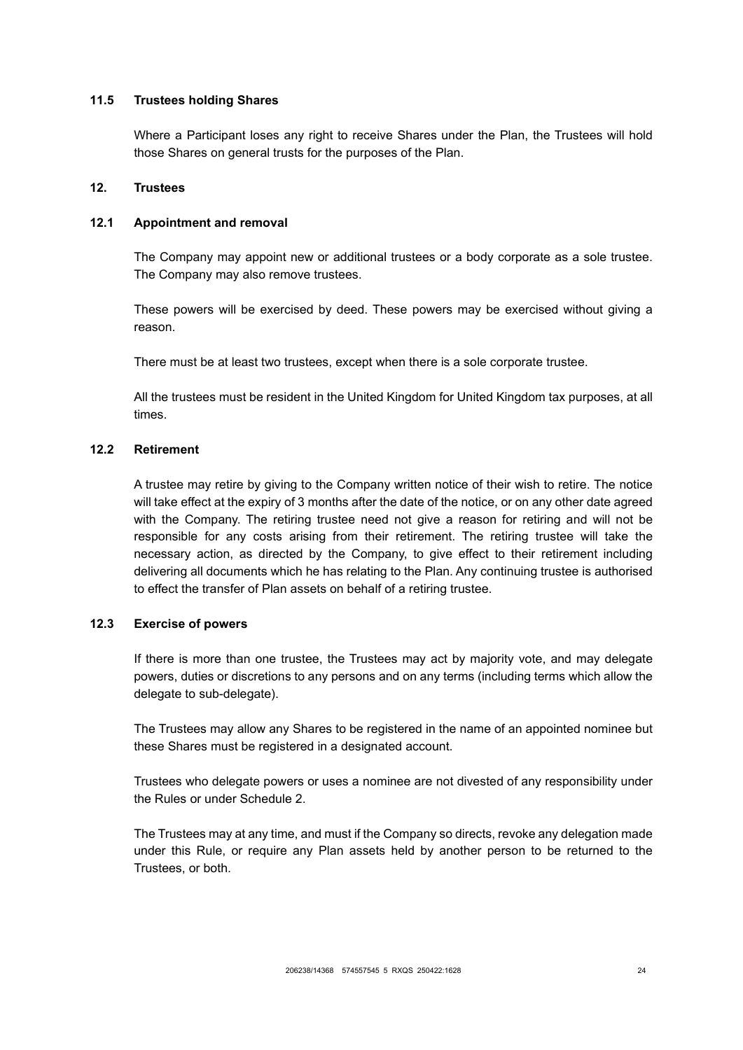### 11.5 Trustees holding Shares

Where a Participant loses any right to receive Shares under the Plan, the Trustees will hold those Shares on general trusts for the purposes of the Plan.

## 12. Trustees

### 12.1 Appointment and removal

The Company may appoint new or additional trustees or a body corporate as a sole trustee. The Company may also remove trustees.

These powers will be exercised by deed. These powers may be exercised without giving a reason.

There must be at least two trustees, except when there is a sole corporate trustee.

All the trustees must be resident in the United Kingdom for United Kingdom tax purposes, at all times.

### 12.2 Retirement

A trustee may retire by giving to the Company written notice of their wish to retire. The notice will take effect at the expiry of 3 months after the date of the notice, or on any other date agreed with the Company. The retiring trustee need not give a reason for retiring and will not be responsible for any costs arising from their retirement. The retiring trustee will take the necessary action, as directed by the Company, to give effect to their retirement including delivering all documents which he has relating to the Plan. Any continuing trustee is authorised to effect the transfer of Plan assets on behalf of a retiring trustee.

### 12.3 Exercise of powers

If there is more than one trustee, the Trustees may act by majority vote, and may delegate powers, duties or discretions to any persons and on any terms (including terms which allow the delegate to sub-delegate).

The Trustees may allow any Shares to be registered in the name of an appointed nominee but these Shares must be registered in a designated account.

Trustees who delegate powers or uses a nominee are not divested of any responsibility under the Rules or under Schedule 2.

The Trustees may at any time, and must if the Company so directs, revoke any delegation made under this Rule, or require any Plan assets held by another person to be returned to the Trustees, or both.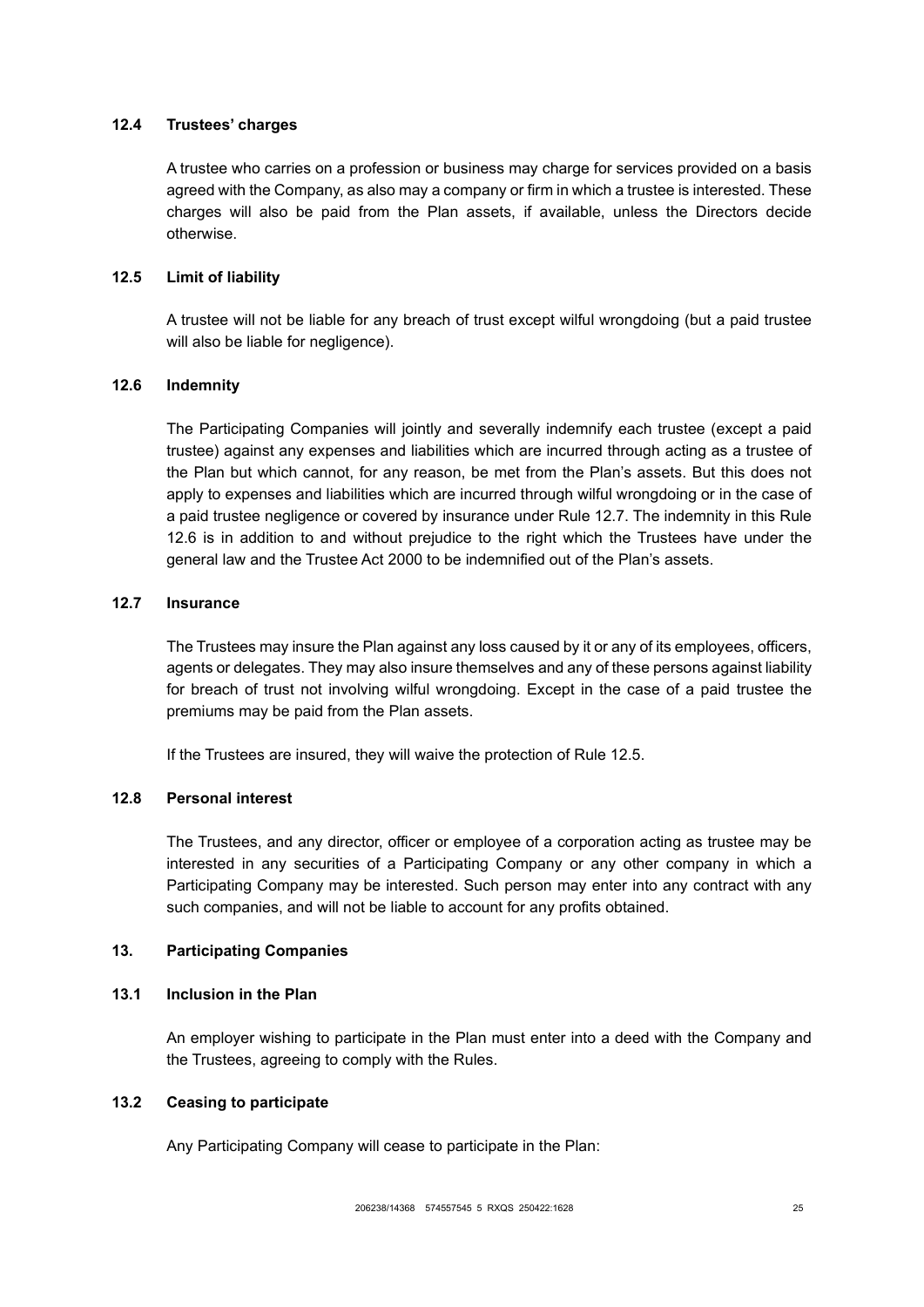### 12.4 Trustees' charges

A trustee who carries on a profession or business may charge for services provided on a basis agreed with the Company, as also may a company or firm in which a trustee is interested. These charges will also be paid from the Plan assets, if available, unless the Directors decide otherwise.

### 12.5 Limit of liability

A trustee will not be liable for any breach of trust except wilful wrongdoing (but a paid trustee will also be liable for negligence).

### 12.6 Indemnity

The Participating Companies will jointly and severally indemnify each trustee (except a paid trustee) against any expenses and liabilities which are incurred through acting as a trustee of the Plan but which cannot, for any reason, be met from the Plan's assets. But this does not apply to expenses and liabilities which are incurred through wilful wrongdoing or in the case of a paid trustee negligence or covered by insurance under Rule 12.7. The indemnity in this Rule 12.6 is in addition to and without prejudice to the right which the Trustees have under the general law and the Trustee Act 2000 to be indemnified out of the Plan's assets.

### 12.7 Insurance

The Trustees may insure the Plan against any loss caused by it or any of its employees, officers, agents or delegates. They may also insure themselves and any of these persons against liability for breach of trust not involving wilful wrongdoing. Except in the case of a paid trustee the premiums may be paid from the Plan assets.

If the Trustees are insured, they will waive the protection of Rule 12.5.

### 12.8 Personal interest

The Trustees, and any director, officer or employee of a corporation acting as trustee may be interested in any securities of a Participating Company or any other company in which a Participating Company may be interested. Such person may enter into any contract with any such companies, and will not be liable to account for any profits obtained.

## 13. Participating Companies

### 13.1 Inclusion in the Plan

An employer wishing to participate in the Plan must enter into a deed with the Company and the Trustees, agreeing to comply with the Rules.

### 13.2 Ceasing to participate

Any Participating Company will cease to participate in the Plan: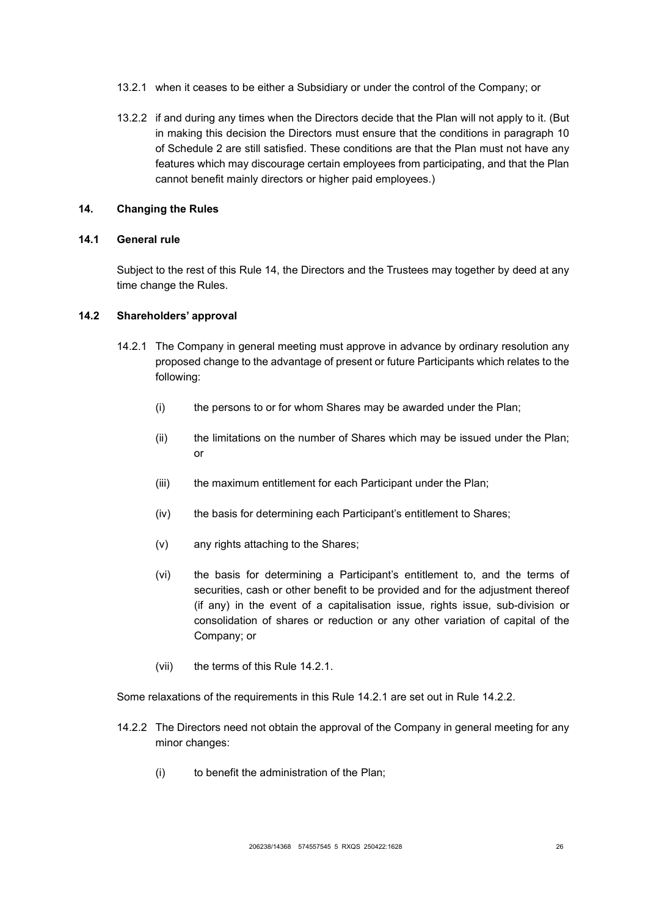13.2.1 when it ceases to be either a Subsidiary or under the control of the Company; or

13.2.2 if and during any times when the Directors decide that the Plan will not apply to it. (But in making this decision the Directors must ensure that the conditions in paragraph 10 of Schedule 2 are still satisfied. These conditions are that the Plan must not have any features which may discourage certain employees from participating, and that the Plan cannot benefit mainly directors or higher paid employees.)

## 14. Changing the Rules

### 14.1 General rule

Subject to the rest of this Rule 14, the Directors and the Trustees may together by deed at any time change the Rules.

### 14.2 Shareholders' approval

14.2.1 The Company in general meeting must approve in advance by ordinary resolution any proposed change to the advantage of present or future Participants which relates to the following:

(i) the persons to or for whom Shares may be awarded under the Plan;

(ii) the limitations on the number of Shares which may be issued under the Plan; or

(iii) the maximum entitlement for each Participant under the Plan;

(iv) the basis for determining each Participant's entitlement to Shares;

(v) any rights attaching to the Shares;

(vi) the basis for determining a Participant's entitlement to, and the terms of securities, cash or other benefit to be provided and for the adjustment thereof (if any) in the event of a capitalisation issue, rights issue, sub-division or consolidation of shares or reduction or any other variation of capital of the Company; or

(vii) the terms of this Rule 14.2.1.

Some relaxations of the requirements in this Rule 14.2.1 are set out in Rule 14.2.2.

14.2.2 The Directors need not obtain the approval of the Company in general meeting for any minor changes:

(i) to benefit the administration of the Plan;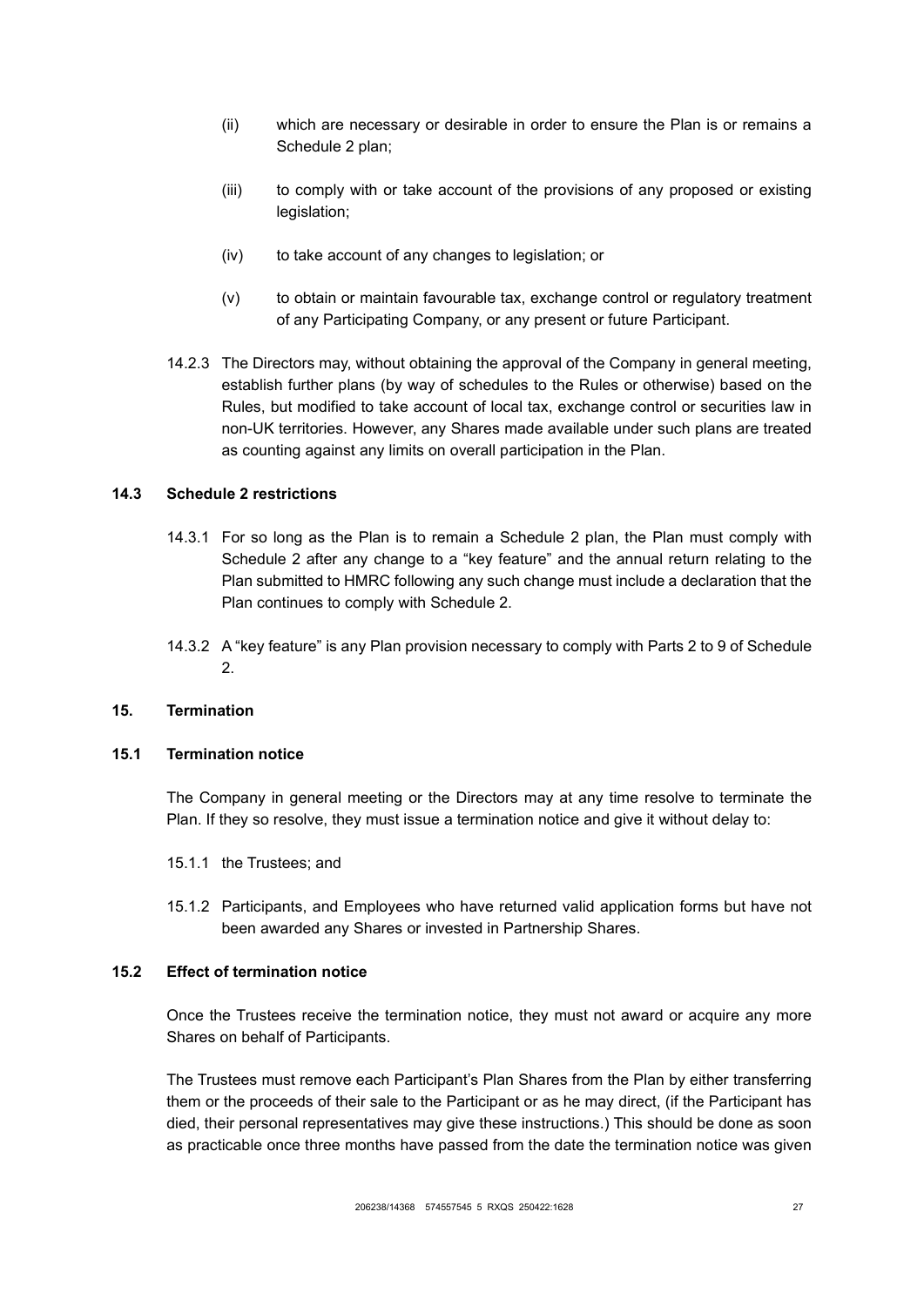(ii) which are necessary or desirable in order to ensure the Plan is or remains a Schedule 2 plan;

(iii) to comply with or take account of the provisions of any proposed or existing legislation;

(iv) to take account of any changes to legislation; or

(v) to obtain or maintain favourable tax, exchange control or regulatory treatment of any Participating Company, or any present or future Participant.

14.2.3 The Directors may, without obtaining the approval of the Company in general meeting, establish further plans (by way of schedules to the Rules or otherwise) based on the Rules, but modified to take account of local tax, exchange control or securities law in non-UK territories. However, any Shares made available under such plans are treated as counting against any limits on overall participation in the Plan.

### 14.3 Schedule 2 restrictions

14.3.1 For so long as the Plan is to remain a Schedule 2 plan, the Plan must comply with Schedule 2 after any change to a "key feature" and the annual return relating to the Plan submitted to HMRC following any such change must include a declaration that the Plan continues to comply with Schedule 2.

14.3.2 A "key feature" is any Plan provision necessary to comply with Parts 2 to 9 of Schedule 2.

## 15. Termination

### 15.1 Termination notice

The Company in general meeting or the Directors may at any time resolve to terminate the Plan. If they so resolve, they must issue a termination notice and give it without delay to:

15.1.1 the Trustees; and

15.1.2 Participants, and Employees who have returned valid application forms but have not been awarded any Shares or invested in Partnership Shares.

### 15.2 Effect of termination notice

Once the Trustees receive the termination notice, they must not award or acquire any more Shares on behalf of Participants.

The Trustees must remove each Participant's Plan Shares from the Plan by either transferring them or the proceeds of their sale to the Participant or as he may direct, (if the Participant has died, their personal representatives may give these instructions.) This should be done as soon as practicable once three months have passed from the date the termination notice was given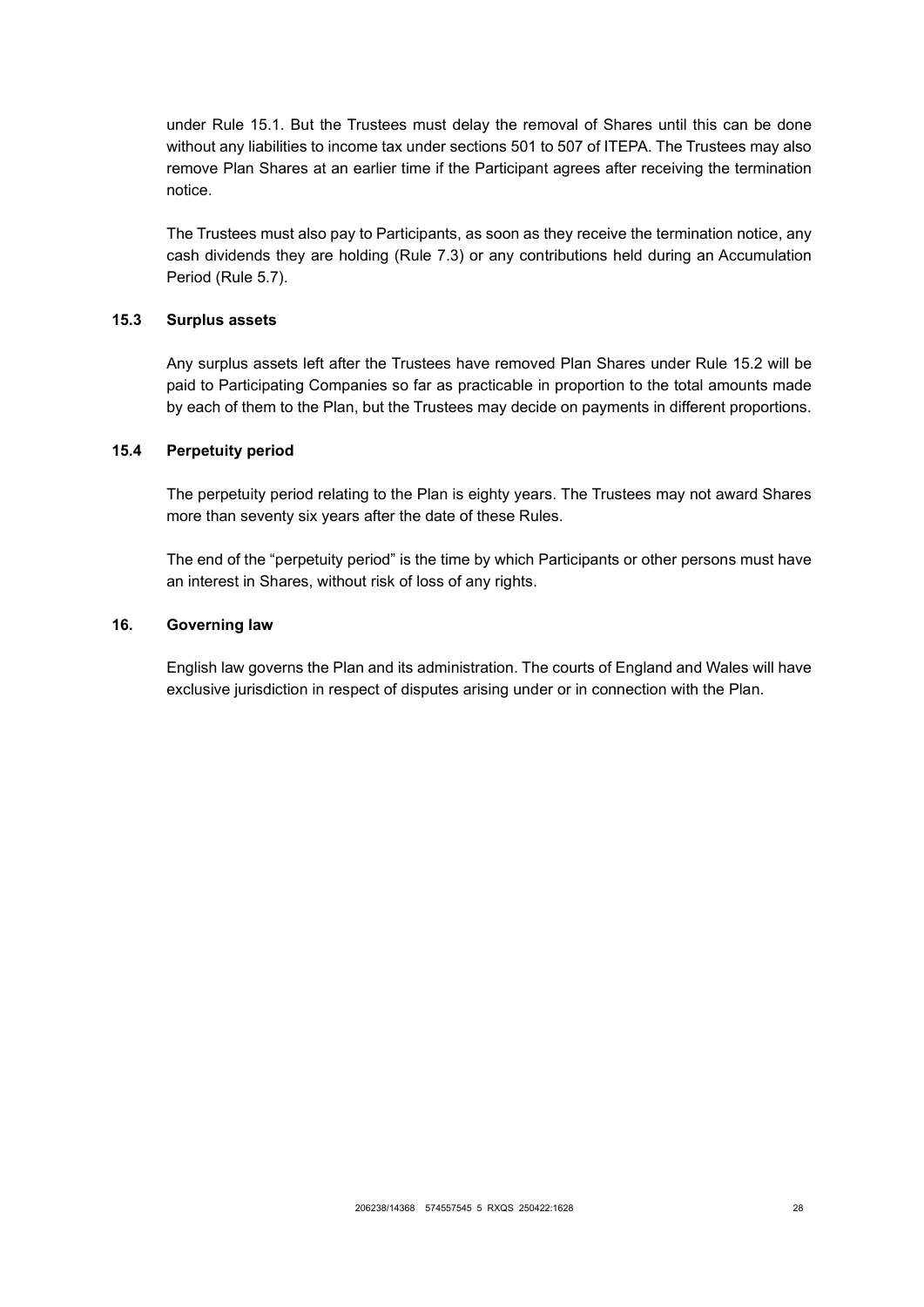under Rule 15.1. But the Trustees must delay the removal of Shares until this can be done without any liabilities to income tax under sections 501 to 507 of ITEPA. The Trustees may also remove Plan Shares at an earlier time if the Participant agrees after receiving the termination notice.

The Trustees must also pay to Participants, as soon as they receive the termination notice, any cash dividends they are holding (Rule 7.3) or any contributions held during an Accumulation Period (Rule 5.7).

### 15.3 Surplus assets

Any surplus assets left after the Trustees have removed Plan Shares under Rule 15.2 will be paid to Participating Companies so far as practicable in proportion to the total amounts made by each of them to the Plan, but the Trustees may decide on payments in different proportions.

### 15.4 Perpetuity period

The perpetuity period relating to the Plan is eighty years. The Trustees may not award Shares more than seventy six years after the date of these Rules.

The end of the "perpetuity period" is the time by which Participants or other persons must have an interest in Shares, without risk of loss of any rights.

## 16. Governing law

English law governs the Plan and its administration. The courts of England and Wales will have exclusive jurisdiction in respect of disputes arising under or in connection with the Plan.